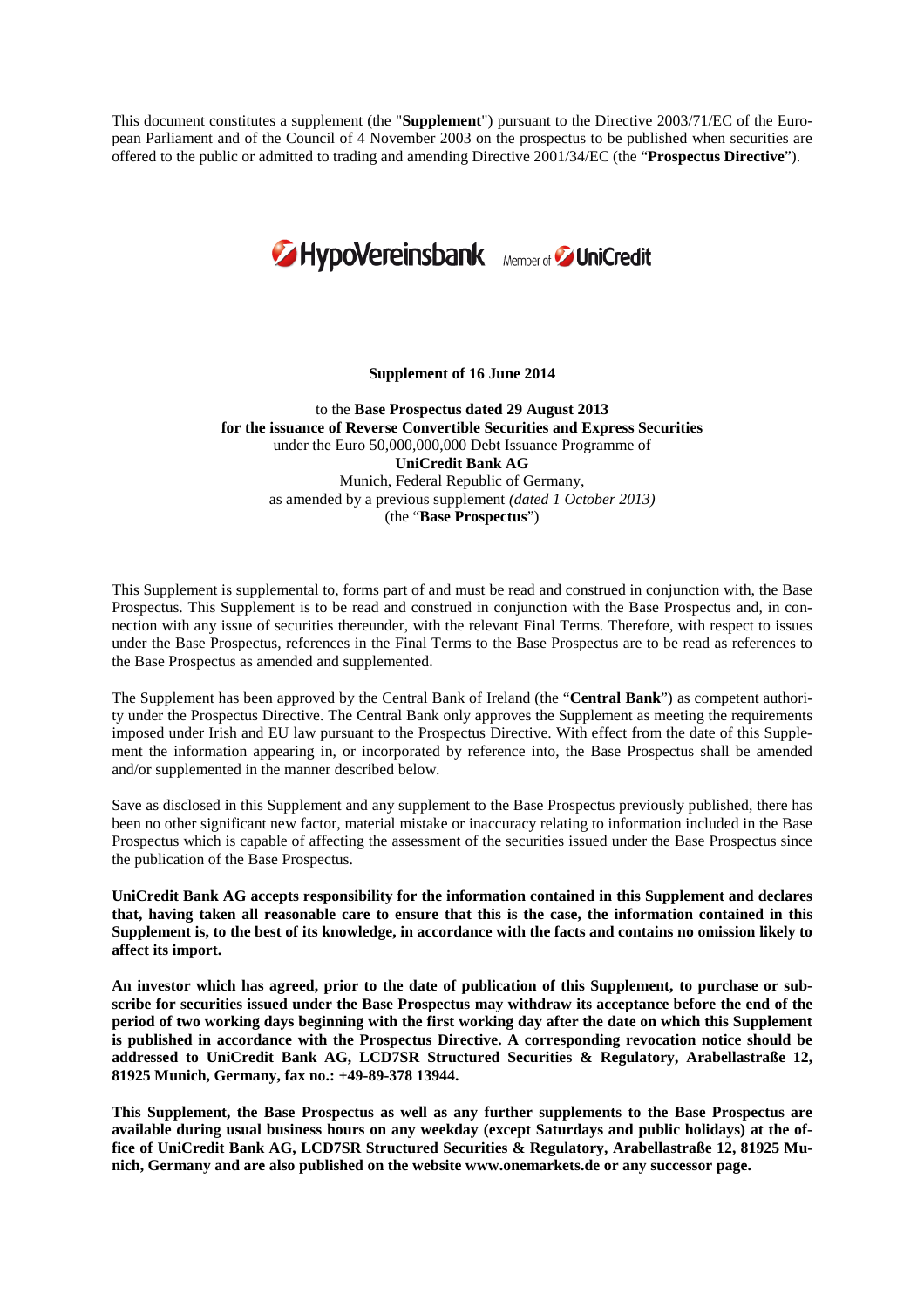This document constitutes a supplement (the "**Supplement**") pursuant to the Directive 2003/71/EC of the European Parliament and of the Council of 4 November 2003 on the prospectus to be published when securities are offered to the public or admitted to trading and amending Directive 2001/34/EC (the "**Prospectus Directive**").

HypoVereinsbank Member of UniCredit

**Supplement of 16 June 2014**

to the **Base Prospectus dated 29 August 2013**
**for the issuance of Reverse Convertible Securities and Express Securities**
under the Euro 50,000,000,000 Debt Issuance Programme of
**UniCredit Bank AG**
Munich, Federal Republic of Germany,
as amended by a previous supplement *(dated 1 October 2013)*
(the "**Base Prospectus**")

This Supplement is supplemental to, forms part of and must be read and construed in conjunction with, the Base Prospectus. This Supplement is to be read and construed in conjunction with the Base Prospectus and, in connection with any issue of securities thereunder, with the relevant Final Terms. Therefore, with respect to issues under the Base Prospectus, references in the Final Terms to the Base Prospectus are to be read as references to the Base Prospectus as amended and supplemented.

The Supplement has been approved by the Central Bank of Ireland (the "**Central Bank**") as competent authority under the Prospectus Directive. The Central Bank only approves the Supplement as meeting the requirements imposed under Irish and EU law pursuant to the Prospectus Directive. With effect from the date of this Supplement the information appearing in, or incorporated by reference into, the Base Prospectus shall be amended and/or supplemented in the manner described below.

Save as disclosed in this Supplement and any supplement to the Base Prospectus previously published, there has been no other significant new factor, material mistake or inaccuracy relating to information included in the Base Prospectus which is capable of affecting the assessment of the securities issued under the Base Prospectus since the publication of the Base Prospectus.

**UniCredit Bank AG accepts responsibility for the information contained in this Supplement and declares that, having taken all reasonable care to ensure that this is the case, the information contained in this Supplement is, to the best of its knowledge, in accordance with the facts and contains no omission likely to affect its import.**

**An investor which has agreed, prior to the date of publication of this Supplement, to purchase or subscribe for securities issued under the Base Prospectus may withdraw its acceptance before the end of the period of two working days beginning with the first working day after the date on which this Supplement is published in accordance with the Prospectus Directive. A corresponding revocation notice should be addressed to UniCredit Bank AG, LCD7SR Structured Securities & Regulatory, Arabellastraße 12, 81925 Munich, Germany, fax no.: +49-89-378 13944.**

**This Supplement, the Base Prospectus as well as any further supplements to the Base Prospectus are available during usual business hours on any weekday (except Saturdays and public holidays) at the office of UniCredit Bank AG, LCD7SR Structured Securities & Regulatory, Arabellastraße 12, 81925 Munich, Germany and are also published on the website www.onemarkets.de or any successor page.**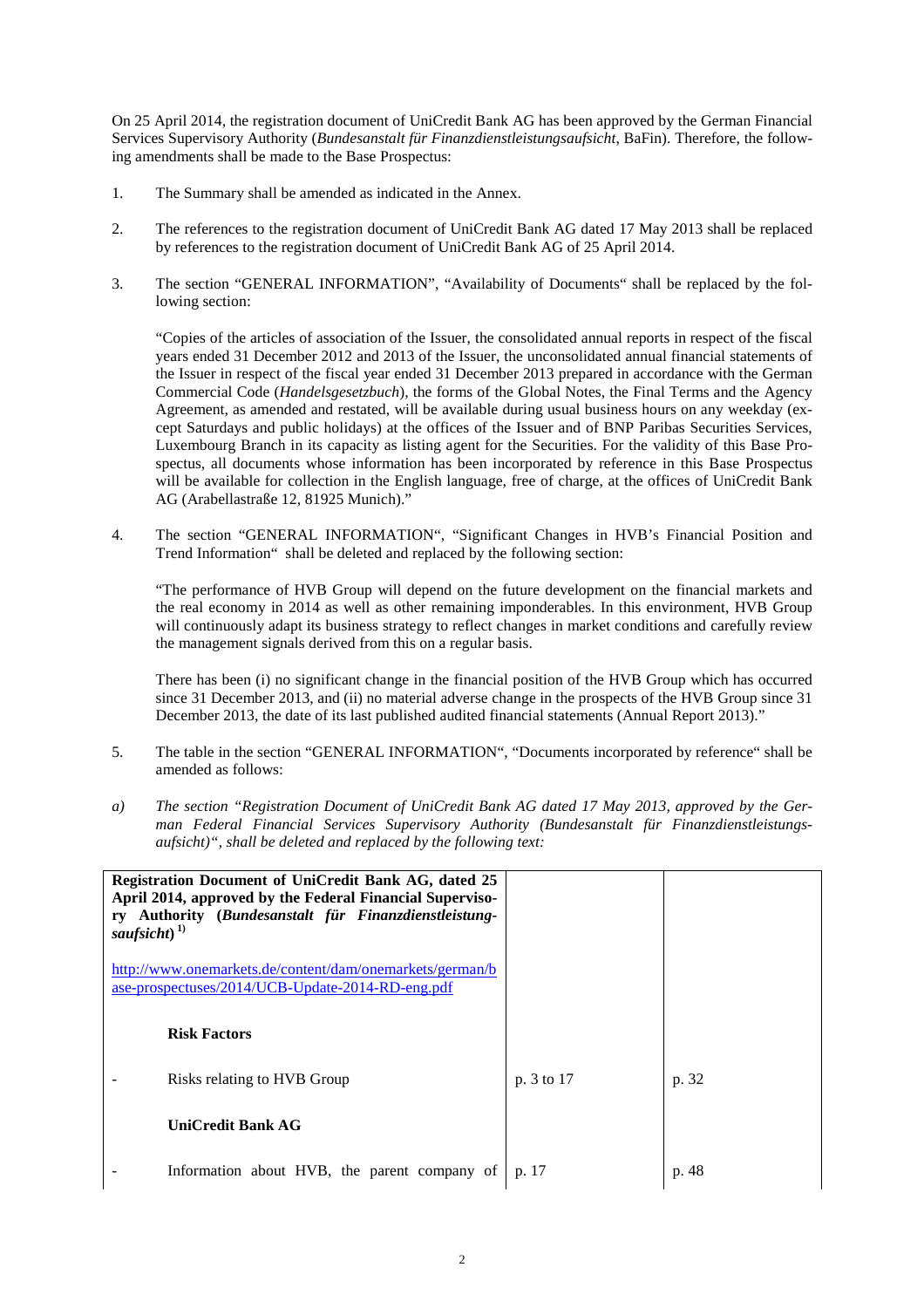On 25 April 2014, the registration document of UniCredit Bank AG has been approved by the German Financial Services Supervisory Authority (*Bundesanstalt für Finanzdienstleistungsaufsicht*, BaFin). Therefore, the following amendments shall be made to the Base Prospectus:

1. The Summary shall be amended as indicated in the Annex.

2. The references to the registration document of UniCredit Bank AG dated 17 May 2013 shall be replaced by references to the registration document of UniCredit Bank AG of 25 April 2014.

3. The section "GENERAL INFORMATION", "Availability of Documents" shall be replaced by the following section:

   "Copies of the articles of association of the Issuer, the consolidated annual reports in respect of the fiscal years ended 31 December 2012 and 2013 of the Issuer, the unconsolidated annual financial statements of the Issuer in respect of the fiscal year ended 31 December 2013 prepared in accordance with the German Commercial Code (*Handelsgesetzbuch*), the forms of the Global Notes, the Final Terms and the Agency Agreement, as amended and restated, will be available during usual business hours on any weekday (except Saturdays and public holidays) at the offices of the Issuer and of BNP Paribas Securities Services, Luxembourg Branch in its capacity as listing agent for the Securities. For the validity of this Base Prospectus, all documents whose information has been incorporated by reference in this Base Prospectus will be available for collection in the English language, free of charge, at the offices of UniCredit Bank AG (Arabellastraße 12, 81925 Munich)."

4. The section "GENERAL INFORMATION", "Significant Changes in HVB's Financial Position and Trend Information" shall be deleted and replaced by the following section:

   "The performance of HVB Group will depend on the future development on the financial markets and the real economy in 2014 as well as other remaining imponderables. In this environment, HVB Group will continuously adapt its business strategy to reflect changes in market conditions and carefully review the management signals derived from this on a regular basis.

   There has been (i) no significant change in the financial position of the HVB Group which has occurred since 31 December 2013, and (ii) no material adverse change in the prospects of the HVB Group since 31 December 2013, the date of its last published audited financial statements (Annual Report 2013)."

5. The table in the section "GENERAL INFORMATION", "Documents incorporated by reference" shall be amended as follows:

*a) The section "Registration Document of UniCredit Bank AG dated 17 May 2013, approved by the German Federal Financial Services Supervisory Authority (Bundesanstalt für Finanzdienstleistungsaufsicht)", shall be deleted and replaced by the following text:*

| | | |
|---|---|---|
| **Registration Document of UniCredit Bank AG, dated 25 April 2014, approved by the Federal Financial Supervisory Authority (*Bundesanstalt für Finanzdienstleistungsaufsicht*)** [1)]<br><br>http://www.onemarkets.de/content/dam/onemarkets/german/base-prospectuses/2014/UCB-Update-2014-RD-eng.pdf | | |
| **Risk Factors** | | |
| - Risks relating to HVB Group | p. 3 to 17 | p. 32 |
| **UniCredit Bank AG** | | |
| - Information about HVB, the parent company of | p. 17 | p. 48 |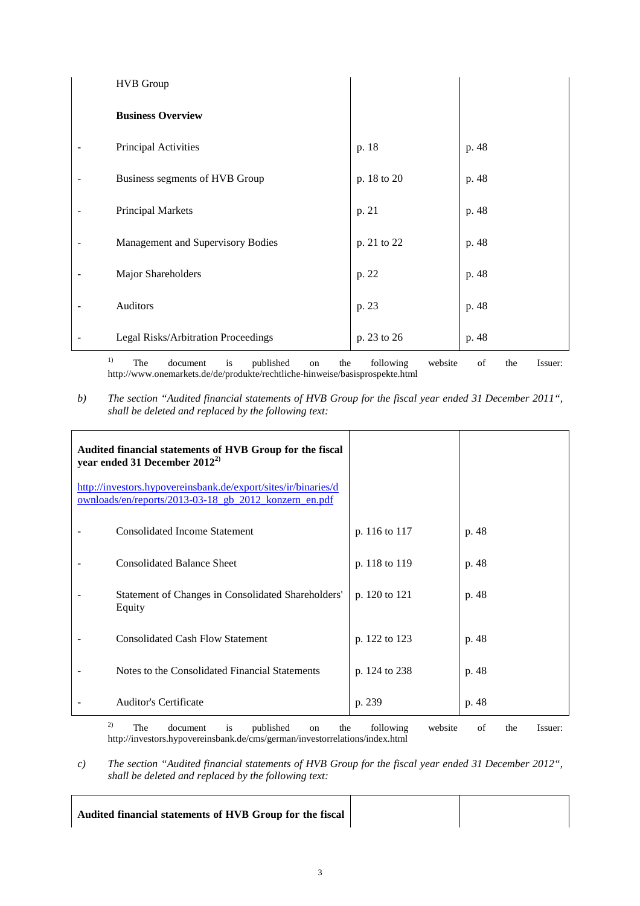| | HVB Group | | |
|---|---|---|---|
| | **Business Overview** | | |
| - | Principal Activities | p. 18 | p. 48 |
| - | Business segments of HVB Group | p. 18 to 20 | p. 48 |
| - | Principal Markets | p. 21 | p. 48 |
| - | Management and Supervisory Bodies | p. 21 to 22 | p. 48 |
| - | Major Shareholders | p. 22 | p. 48 |
| - | Auditors | p. 23 | p. 48 |
| - | Legal Risks/Arbitration Proceedings | p. 23 to 26 | p. 48 |

[1] The document is published on the following website of the Issuer: http://www.onemarkets.de/de/produkte/rechtliche-hinweise/basisprospekte.html

*b) The section "Audited financial statements of HVB Group for the fiscal year ended 31 December 2011", shall be deleted and replaced by the following text:*

| | **Audited financial statements of HVB Group for the fiscal year ended 31 December 2012**[2]<br><br>http://investors.hypovereinsbank.de/export/sites/ir/binaries/downloads/en/reports/2013-03-18_gb_2012_konzern_en.pdf | | |
|---|---|---|---|
| - | Consolidated Income Statement | p. 116 to 117 | p. 48 |
| - | Consolidated Balance Sheet | p. 118 to 119 | p. 48 |
| - | Statement of Changes in Consolidated Shareholders' Equity | p. 120 to 121 | p. 48 |
| - | Consolidated Cash Flow Statement | p. 122 to 123 | p. 48 |
| - | Notes to the Consolidated Financial Statements | p. 124 to 238 | p. 48 |
| - | Auditor's Certificate | p. 239 | p. 48 |

[2] The document is published on the following website of the Issuer: http://investors.hypovereinsbank.de/cms/german/investorrelations/index.html

*c) The section "Audited financial statements of HVB Group for the fiscal year ended 31 December 2012", shall be deleted and replaced by the following text:*

| **Audited financial statements of HVB Group for the fiscal** | | |
|---|---|---|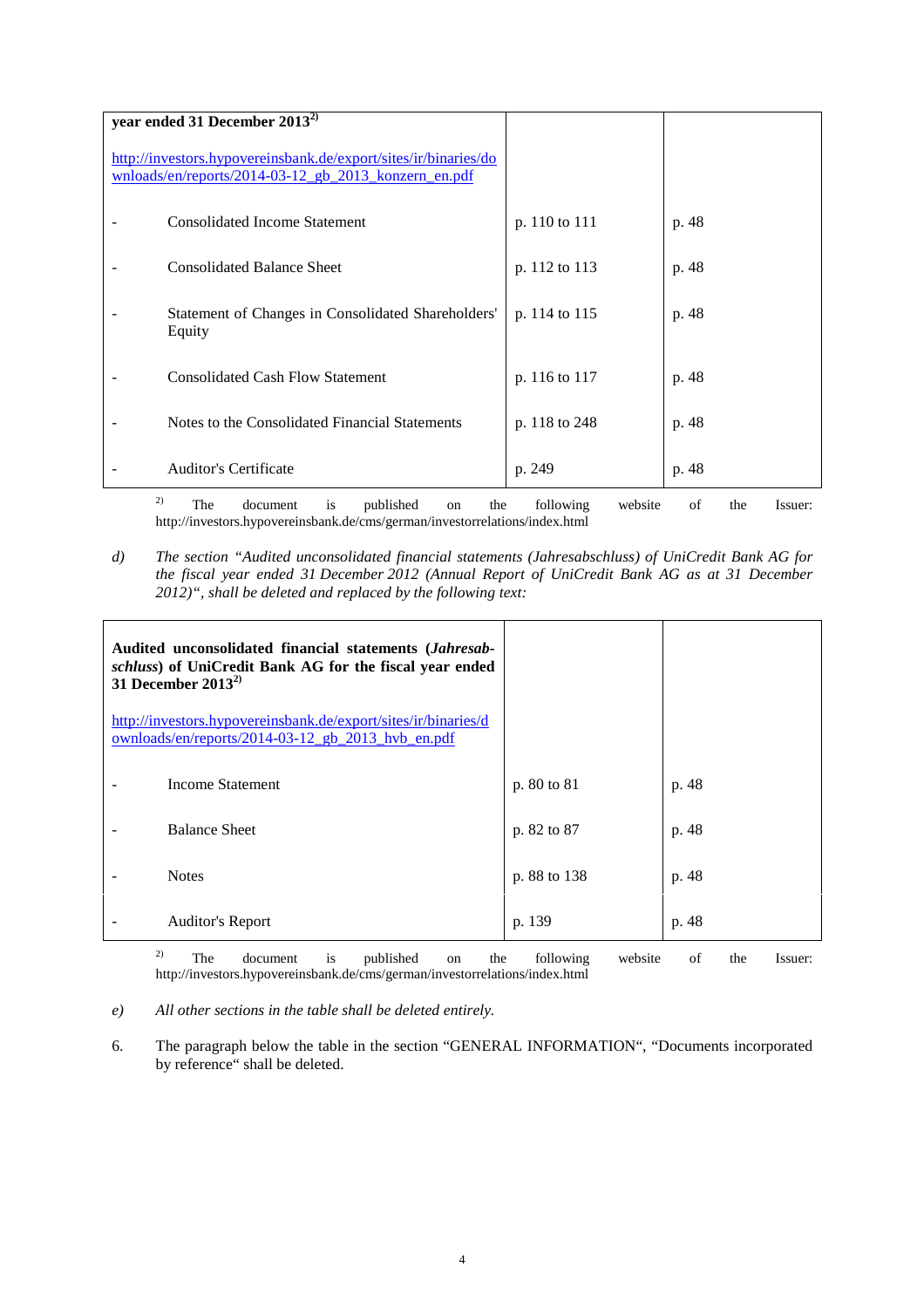| **year ended 31 December 2013**[2)]<br><br>http://investors.hypovereinsbank.de/export/sites/ir/binaries/downloads/en/reports/2014-03-12_gb_2013_konzern_en.pdf | | |
|---|---|---|
| - Consolidated Income Statement | p. 110 to 111 | p. 48 |
| - Consolidated Balance Sheet | p. 112 to 113 | p. 48 |
| - Statement of Changes in Consolidated Shareholders' Equity | p. 114 to 115 | p. 48 |
| - Consolidated Cash Flow Statement | p. 116 to 117 | p. 48 |
| - Notes to the Consolidated Financial Statements | p. 118 to 248 | p. 48 |
| - Auditor's Certificate | p. 249 | p. 48 |

[2)] The document is published on the following website of the Issuer: http://investors.hypovereinsbank.de/cms/german/investorrelations/index.html

*d)* *The section "Audited unconsolidated financial statements (Jahresabschluss) of UniCredit Bank AG for the fiscal year ended 31 December 2012 (Annual Report of UniCredit Bank AG as at 31 December 2012)", shall be deleted and replaced by the following text:*

| **Audited unconsolidated financial statements (*Jahresabschluss*) of UniCredit Bank AG for the fiscal year ended 31 December 2013**[2)]<br><br>http://investors.hypovereinsbank.de/export/sites/ir/binaries/downloads/en/reports/2014-03-12_gb_2013_hvb_en.pdf | | |
|---|---|---|
| - Income Statement | p. 80 to 81 | p. 48 |
| - Balance Sheet | p. 82 to 87 | p. 48 |
| - Notes | p. 88 to 138 | p. 48 |
| - Auditor's Report | p. 139 | p. 48 |

[2)] The document is published on the following website of the Issuer: http://investors.hypovereinsbank.de/cms/german/investorrelations/index.html

*e)* *All other sections in the table shall be deleted entirely.*

6. The paragraph below the table in the section "GENERAL INFORMATION", "Documents incorporated by reference" shall be deleted.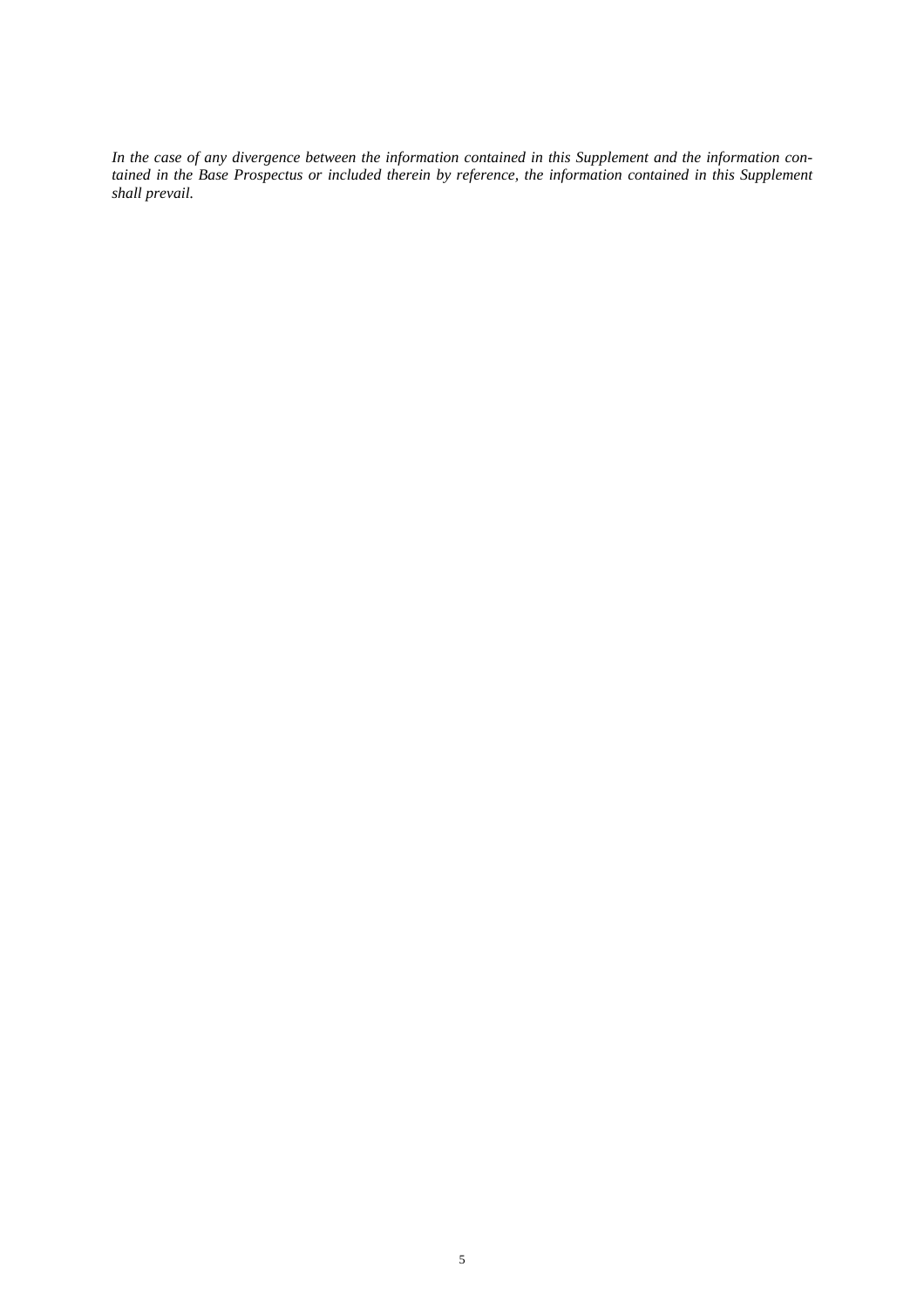*In the case of any divergence between the information contained in this Supplement and the information contained in the Base Prospectus or included therein by reference, the information contained in this Supplement shall prevail.*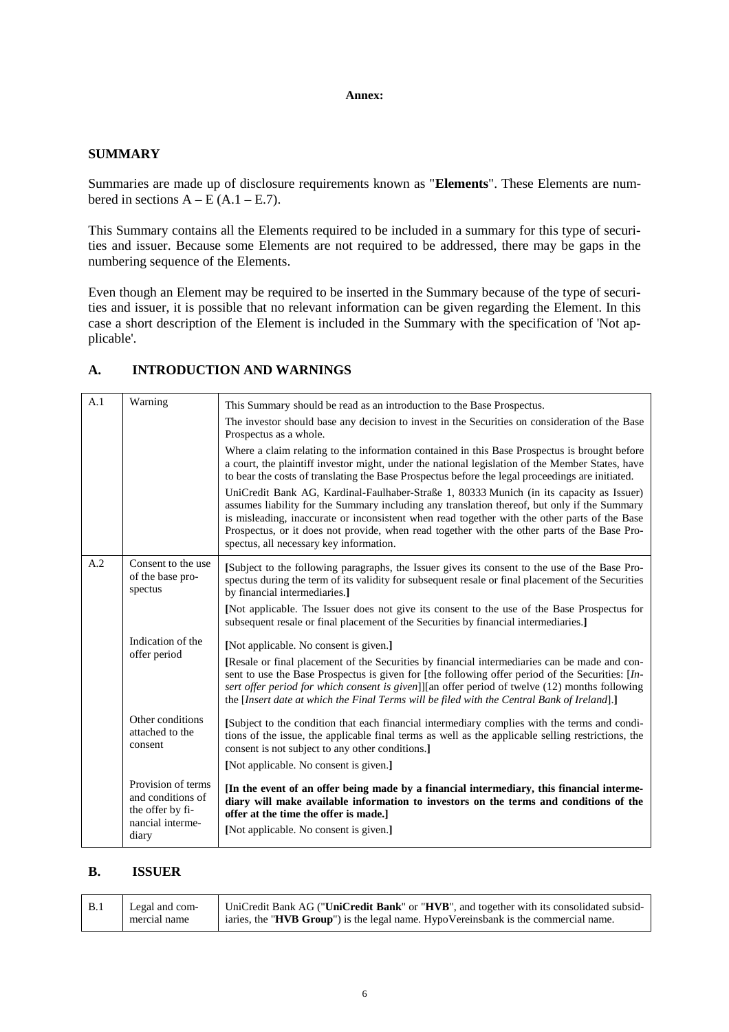**Annex:**

## SUMMARY

Summaries are made up of disclosure requirements known as "**Elements**". These Elements are numbered in sections A – E (A.1 – E.7).

This Summary contains all the Elements required to be included in a summary for this type of securities and issuer. Because some Elements are not required to be addressed, there may be gaps in the numbering sequence of the Elements.

Even though an Element may be required to be inserted in the Summary because of the type of securities and issuer, it is possible that no relevant information can be given regarding the Element. In this case a short description of the Element is included in the Summary with the specification of 'Not applicable'.

## A. INTRODUCTION AND WARNINGS

| | | |
|---|---|---|
| A.1 | Warning | This Summary should be read as an introduction to the Base Prospectus.<br>The investor should base any decision to invest in the Securities on consideration of the Base Prospectus as a whole.<br>Where a claim relating to the information contained in this Base Prospectus is brought before a court, the plaintiff investor might, under the national legislation of the Member States, have to bear the costs of translating the Base Prospectus before the legal proceedings are initiated.<br>UniCredit Bank AG, Kardinal-Faulhaber-Straße 1, 80333 Munich (in its capacity as Issuer) assumes liability for the Summary including any translation thereof, but only if the Summary is misleading, inaccurate or inconsistent when read together with the other parts of the Base Prospectus, or it does not provide, when read together with the other parts of the Base Prospectus, all necessary key information. |
| A.2 | Consent to the use of the base prospectus | **[**Subject to the following paragraphs, the Issuer gives its consent to the use of the Base Prospectus during the term of its validity for subsequent resale or final placement of the Securities by financial intermediaries.**]**<br>**[**Not applicable. The Issuer does not give its consent to the use of the Base Prospectus for subsequent resale or final placement of the Securities by financial intermediaries.**]** |
| | Indication of the offer period | **[**Not applicable. No consent is given.**]**<br>**[**Resale or final placement of the Securities by financial intermediaries can be made and consent to use the Base Prospectus is given for [the following offer period of the Securities: [*Insert offer period for which consent is given*]][an offer period of twelve (12) months following the [*Insert date at which the Final Terms will be filed with the Central Bank of Ireland*].**]** |
| | Other conditions attached to the consent | **[**Subject to the condition that each financial intermediary complies with the terms and conditions of the issue, the applicable final terms as well as the applicable selling restrictions, the consent is not subject to any other conditions.**]**<br>**[**Not applicable. No consent is given.**]** |
| | Provision of terms and conditions of the offer by financial intermediary | **[In the event of an offer being made by a financial intermediary, this financial intermediary will make available information to investors on the terms and conditions of the offer at the time the offer is made.]**<br>**[**Not applicable. No consent is given.**]** |

## B. ISSUER

| | | |
|---|---|---|
| B.1 | Legal and commercial name | UniCredit Bank AG ("**UniCredit Bank**" or "**HVB**", and together with its consolidated subsidiaries, the "**HVB Group**") is the legal name. HypoVereinsbank is the commercial name. |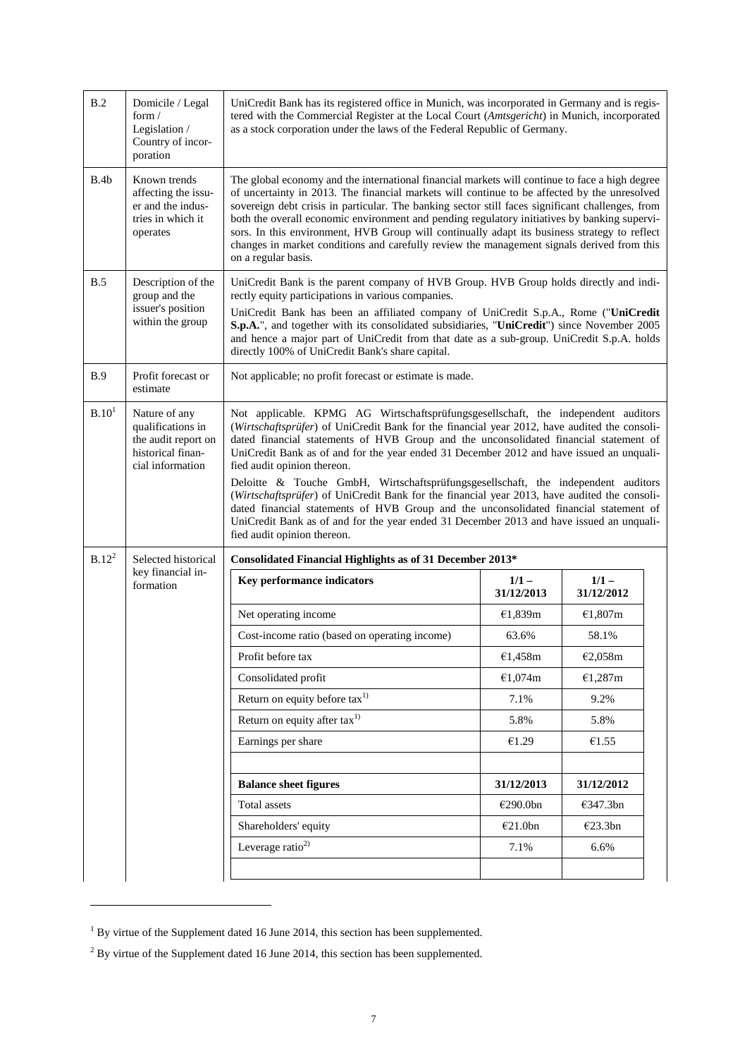| | | |
|---|---|---|
| B.2 | Domicile / Legal form / Legislation / Country of incorporation | UniCredit Bank has its registered office in Munich, was incorporated in Germany and is registered with the Commercial Register at the Local Court (*Amtsgericht*) in Munich, incorporated as a stock corporation under the laws of the Federal Republic of Germany. |
| B.4b | Known trends affecting the issuer and the industries in which it operates | The global economy and the international financial markets will continue to face a high degree of uncertainty in 2013. The financial markets will continue to be affected by the unresolved sovereign debt crisis in particular. The banking sector still faces significant challenges, from both the overall economic environment and pending regulatory initiatives by banking supervisors. In this environment, HVB Group will continually adapt its business strategy to reflect changes in market conditions and carefully review the management signals derived from this on a regular basis. |
| B.5 | Description of the group and the issuer's position within the group | UniCredit Bank is the parent company of HVB Group. HVB Group holds directly and indirectly equity participations in various companies.<br><br>UniCredit Bank has been an affiliated company of UniCredit S.p.A., Rome ("**UniCredit S.p.A.**", and together with its consolidated subsidiaries, "**UniCredit**") since November 2005 and hence a major part of UniCredit from that date as a sub-group. UniCredit S.p.A. holds directly 100% of UniCredit Bank's share capital. |
| B.9 | Profit forecast or estimate | Not applicable; no profit forecast or estimate is made. |
| B.10[1] | Nature of any qualifications in the audit report on historical financial information | Not applicable. KPMG AG Wirtschaftsprüfungsgesellschaft, the independent auditors (*Wirtschaftsprüfer*) of UniCredit Bank for the financial year 2012, have audited the consolidated financial statements of HVB Group and the unconsolidated financial statement of UniCredit Bank as of and for the year ended 31 December 2012 and have issued an unqualified audit opinion thereon.<br><br>Deloitte & Touche GmbH, Wirtschaftsprüfungsgesellschaft, the independent auditors (*Wirtschaftsprüfer*) of UniCredit Bank for the financial year 2013, have audited the consolidated financial statements of HVB Group and the unconsolidated financial statement of UniCredit Bank as of and for the year ended 31 December 2013 and have issued an unqualified audit opinion thereon. |
| B.12[2] | Selected historical key financial information | **Consolidated Financial Highlights as of 31 December 2013*** |

| Key performance indicators | 1/1 – 31/12/2013 | 1/1 – 31/12/2012 |
|---|---|---|
| Net operating income | €1,839m | €1,807m |
| Cost-income ratio (based on operating income) | 63.6% | 58.1% |
| Profit before tax | €1,458m | €2,058m |
| Consolidated profit | €1,074m | €1,287m |
| Return on equity before tax[1)] | 7.1% | 9.2% |
| Return on equity after tax[1)] | 5.8% | 5.8% |
| Earnings per share | €1.29 | €1.55 |
| | | |
| **Balance sheet figures** | **31/12/2013** | **31/12/2012** |
| Total assets | €290.0bn | €347.3bn |
| Shareholders' equity | €21.0bn | €23.3bn |
| Leverage ratio[2)] | 7.1% | 6.6% |
| | | |

[1] By virtue of the Supplement dated 16 June 2014, this section has been supplemented.

[2] By virtue of the Supplement dated 16 June 2014, this section has been supplemented.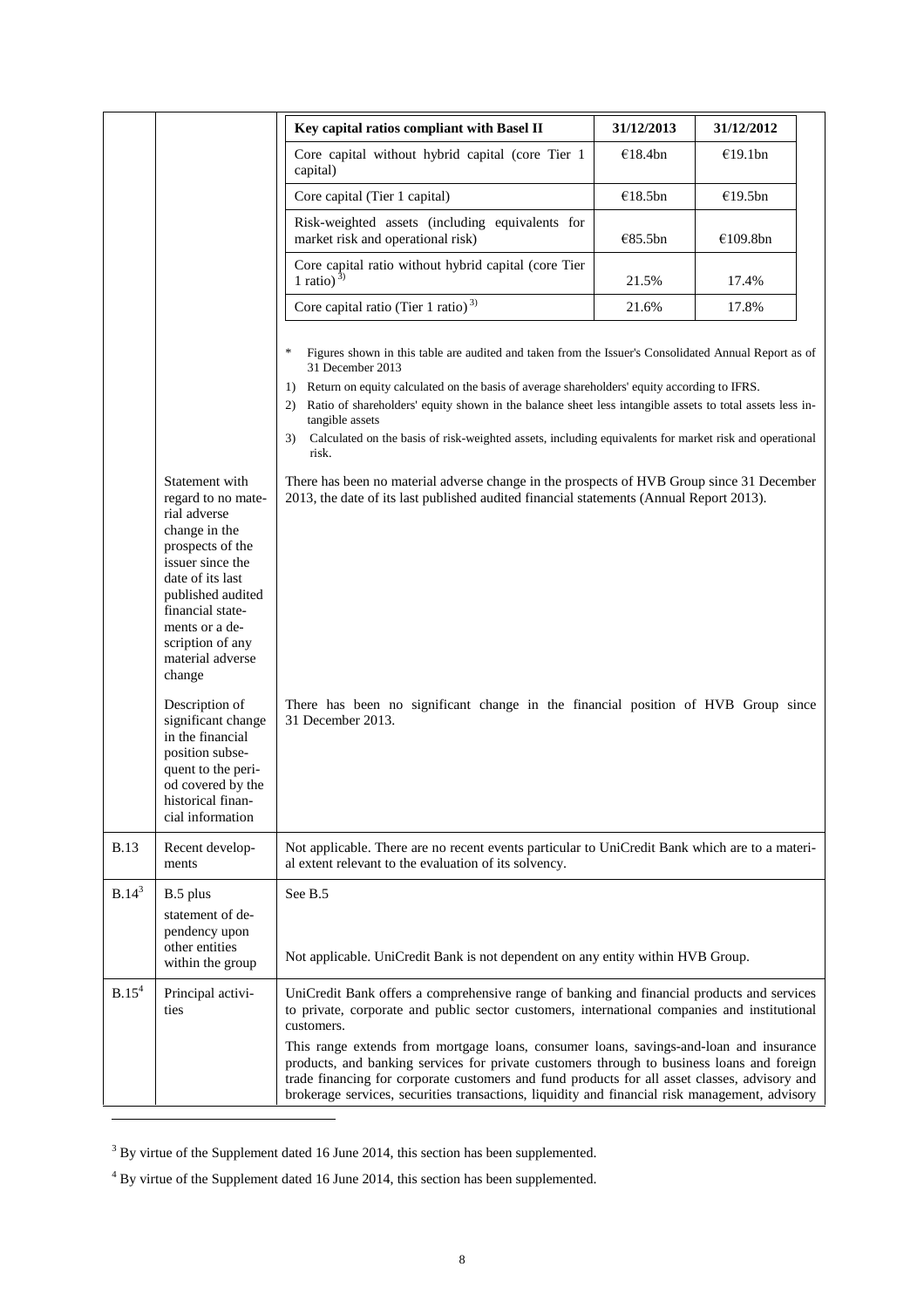| Key capital ratios compliant with Basel II | 31/12/2013 | 31/12/2012 |
|---|---|---|
| Core capital without hybrid capital (core Tier 1 capital) | €18.4bn | €19.1bn |
| Core capital (Tier 1 capital) | €18.5bn | €19.5bn |
| Risk-weighted assets (including equivalents for market risk and operational risk) | €85.5bn | €109.8bn |
| Core capital ratio without hybrid capital (core Tier 1 ratio) [3)] | 21.5% | 17.4% |
| Core capital ratio (Tier 1 ratio) [3)] | 21.6% | 17.8% |

\* Figures shown in this table are audited and taken from the Issuer's Consolidated Annual Report as of 31 December 2013

1) Return on equity calculated on the basis of average shareholders' equity according to IFRS.

2) Ratio of shareholders' equity shown in the balance sheet less intangible assets to total assets less intangible assets

3) Calculated on the basis of risk-weighted assets, including equivalents for market risk and operational risk.

| | | |
|---|---|---|
| | Statement with regard to no material adverse change in the prospects of the issuer since the date of its last published audited financial statements or a description of any material adverse change | There has been no material adverse change in the prospects of HVB Group since 31 December 2013, the date of its last published audited financial statements (Annual Report 2013). |
| | Description of significant change in the financial position subsequent to the period covered by the historical financial information | There has been no significant change in the financial position of HVB Group since 31 December 2013. |
| B.13 | Recent developments | Not applicable. There are no recent events particular to UniCredit Bank which are to a material extent relevant to the evaluation of its solvency. |
| B.14[3] | B.5 plus statement of dependency upon other entities within the group | See B.5<br><br>Not applicable. UniCredit Bank is not dependent on any entity within HVB Group. |
| B.15[4] | Principal activities | UniCredit Bank offers a comprehensive range of banking and financial products and services to private, corporate and public sector customers, international companies and institutional customers.<br><br>This range extends from mortgage loans, consumer loans, savings-and-loan and insurance products, and banking services for private customers through to business loans and foreign trade financing for corporate customers and fund products for all asset classes, advisory and brokerage services, securities transactions, liquidity and financial risk management, advisory |

[3] By virtue of the Supplement dated 16 June 2014, this section has been supplemented.

[4] By virtue of the Supplement dated 16 June 2014, this section has been supplemented.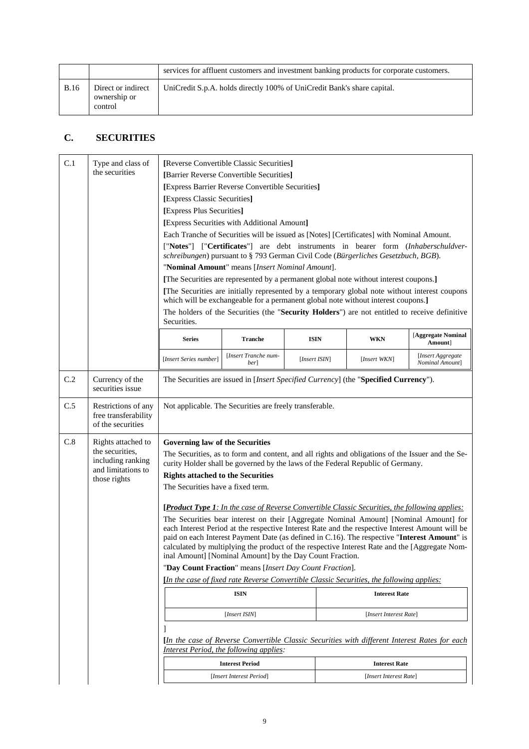| | | services for affluent customers and investment banking products for corporate customers. |
|---|---|---|
| B.16 | Direct or indirect ownership or control | UniCredit S.p.A. holds directly 100% of UniCredit Bank's share capital. |

## C. SECURITIES

**C.1 Type and class of the securities**

**[**Reverse Convertible Classic Securities**]**

**[**Barrier Reverse Convertible Securities**]**

**[**Express Barrier Reverse Convertible Securities**]**

**[**Express Classic Securities**]**

**[**Express Plus Securities**]**

**[**Express Securities with Additional Amount**]**

Each Tranche of Securities will be issued as [Notes] [Certificates] with Nominal Amount.

["**Notes**"] ["**Certificates**"] are debt instruments in bearer form (*Inhaberschuldverschreibungen*) pursuant to § 793 German Civil Code (*Bürgerliches Gesetzbuch, BGB*).

"**Nominal Amount**" means [*Insert Nominal Amount*].

**[**The Securities are represented by a permanent global note without interest coupons.**]**

**[**The Securities are initially represented by a temporary global note without interest coupons which will be exchangeable for a permanent global note without interest coupons.**]**

The holders of the Securities (the "**Security Holders**") are not entitled to receive definitive Securities.

| Series | Tranche | ISIN | WKN | [Aggregate Nominal Amount] |
|---|---|---|---|---|
| [*Insert Series number*] | [*Insert Tranche number*] | [*Insert ISIN*] | [*Insert WKN*] | [*Insert Aggregate Nominal Amount*] |

**C.2 Currency of the securities issue**

The Securities are issued in [*Insert Specified Currency*] (the "**Specified Currency**").

**C.5 Restrictions of any free transferability of the securities**

Not applicable. The Securities are freely transferable.

**C.8 Rights attached to the securities, including ranking and limitations to those rights**

**Governing law of the Securities**

The Securities, as to form and content, and all rights and obligations of the Issuer and the Security Holder shall be governed by the laws of the Federal Republic of Germany.

**Rights attached to the Securities**

The Securities have a fixed term.

**[*<u>Product Type 1</u>*<u>*: In the case of Reverse Convertible Classic Securities, the following applies:*</u>**

The Securities bear interest on their [Aggregate Nominal Amount] [Nominal Amount] for each Interest Period at the respective Interest Rate and the respective Interest Amount will be paid on each Interest Payment Date (as defined in C.16). The respective "**Interest Amount**" is calculated by multiplying the product of the respective Interest Rate and the [Aggregate Nominal Amount] [Nominal Amount] by the Day Count Fraction.

"**Day Count Fraction**" means [*Insert Day Count Fraction*].

**[***<u>In the case of fixed rate Reverse Convertible Classic Securities, the following applies:</u>*

| ISIN | Interest Rate |
|---|---|
| [*Insert ISIN*] | [*Insert Interest Rate*] |

]

**[***<u>In the case of Reverse Convertible Classic Securities with different Interest Rates for each Interest Period, the following applies:</u>*

| Interest Period | Interest Rate |
|---|---|
| [*Insert Interest Period*] | [*Insert Interest Rate*] |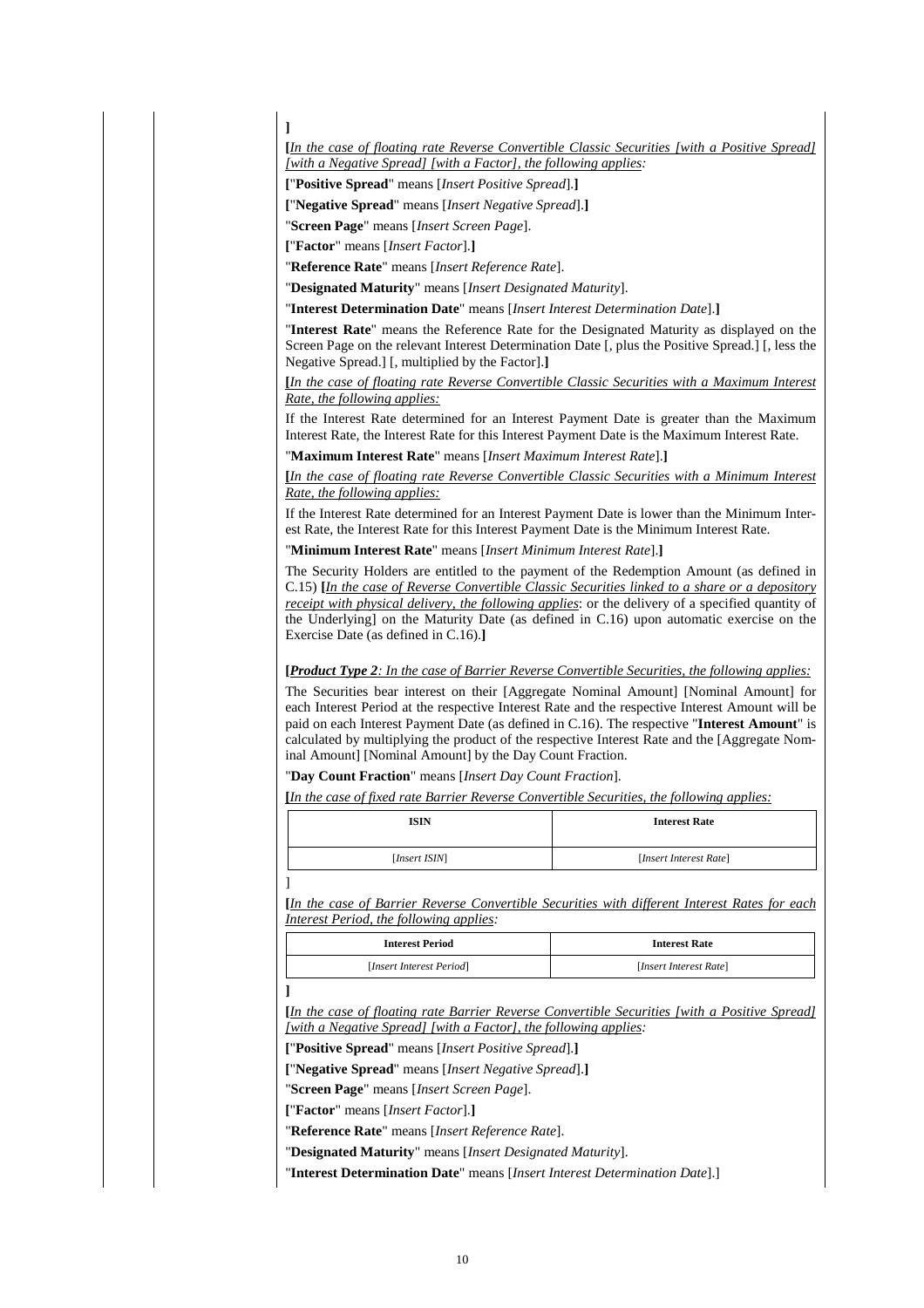]

**[***In the case of floating rate Reverse Convertible Classic Securities [with a Positive Spread] [with a Negative Spread] [with a Factor], the following applies:*

**[**"**Positive Spread**" means [*Insert Positive Spread*].**]**

**[**"**Negative Spread**" means [*Insert Negative Spread*].**]**

"**Screen Page**" means [*Insert Screen Page*].

**[**"**Factor**" means [*Insert Factor*].**]**

"**Reference Rate**" means [*Insert Reference Rate*].

"**Designated Maturity**" means [*Insert Designated Maturity*].

"**Interest Determination Date**" means [*Insert Interest Determination Date*].**]**

"**Interest Rate**" means the Reference Rate for the Designated Maturity as displayed on the Screen Page on the relevant Interest Determination Date [, plus the Positive Spread.] [, less the Negative Spread.] [, multiplied by the Factor].**]**

**[***In the case of floating rate Reverse Convertible Classic Securities with a Maximum Interest Rate, the following applies:*

If the Interest Rate determined for an Interest Payment Date is greater than the Maximum Interest Rate, the Interest Rate for this Interest Payment Date is the Maximum Interest Rate.

"**Maximum Interest Rate**" means [*Insert Maximum Interest Rate*].**]**

**[***In the case of floating rate Reverse Convertible Classic Securities with a Minimum Interest Rate, the following applies:*

If the Interest Rate determined for an Interest Payment Date is lower than the Minimum Interest Rate, the Interest Rate for this Interest Payment Date is the Minimum Interest Rate.

"**Minimum Interest Rate**" means [*Insert Minimum Interest Rate*].**]**

The Security Holders are entitled to the payment of the Redemption Amount (as defined in C.15) **[***In the case of Reverse Convertible Classic Securities linked to a share or a depository receipt with physical delivery, the following applies*: or the delivery of a specified quantity of the Underlying] on the Maturity Date (as defined in C.16) upon automatic exercise on the Exercise Date (as defined in C.16).**]**

**[***Product Type 2: In the case of Barrier Reverse Convertible Securities, the following applies:*

The Securities bear interest on their [Aggregate Nominal Amount] [Nominal Amount] for each Interest Period at the respective Interest Rate and the respective Interest Amount will be paid on each Interest Payment Date (as defined in C.16). The respective "**Interest Amount**" is calculated by multiplying the product of the respective Interest Rate and the [Aggregate Nominal Amount] [Nominal Amount] by the Day Count Fraction.

"**Day Count Fraction**" means [*Insert Day Count Fraction*].

**[***In the case of fixed rate Barrier Reverse Convertible Securities, the following applies:*

| ISIN | Interest Rate |
|---|---|
| [*Insert ISIN*] | [*Insert Interest Rate*] |

]

**[***In the case of Barrier Reverse Convertible Securities with different Interest Rates for each Interest Period, the following applies:*

| Interest Period | Interest Rate |
|---|---|
| [*Insert Interest Period*] | [*Insert Interest Rate*] |

**]**

**[***In the case of floating rate Barrier Reverse Convertible Securities [with a Positive Spread] [with a Negative Spread] [with a Factor], the following applies:*

**[**"**Positive Spread**" means [*Insert Positive Spread*].**]**

**[**"**Negative Spread**" means [*Insert Negative Spread*].**]**

"**Screen Page**" means [*Insert Screen Page*].

**[**"**Factor**" means [*Insert Factor*].**]**

"**Reference Rate**" means [*Insert Reference Rate*].

"**Designated Maturity**" means [*Insert Designated Maturity*].

"**Interest Determination Date**" means [*Insert Interest Determination Date*].]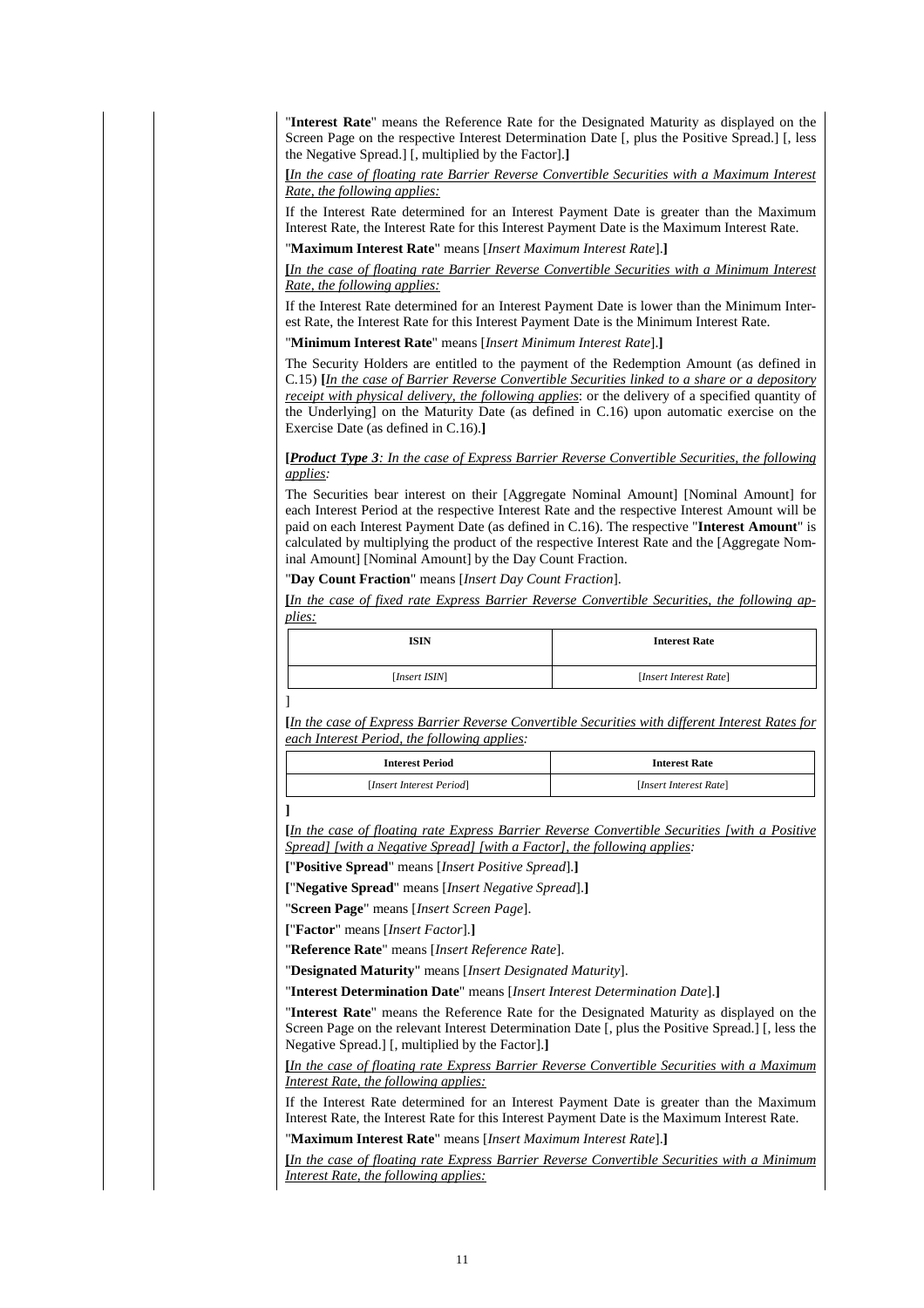"**Interest Rate**" means the Reference Rate for the Designated Maturity as displayed on the Screen Page on the respective Interest Determination Date [, plus the Positive Spread.] [, less the Negative Spread.] [, multiplied by the Factor].**]**

**[***In the case of floating rate Barrier Reverse Convertible Securities with a Maximum Interest Rate, the following applies:*

If the Interest Rate determined for an Interest Payment Date is greater than the Maximum Interest Rate, the Interest Rate for this Interest Payment Date is the Maximum Interest Rate.

"**Maximum Interest Rate**" means [*Insert Maximum Interest Rate*].**]**

**[***In the case of floating rate Barrier Reverse Convertible Securities with a Minimum Interest Rate, the following applies:*

If the Interest Rate determined for an Interest Payment Date is lower than the Minimum Interest Rate, the Interest Rate for this Interest Payment Date is the Minimum Interest Rate.

"**Minimum Interest Rate**" means [*Insert Minimum Interest Rate*].**]**

The Security Holders are entitled to the payment of the Redemption Amount (as defined in C.15) **[***In the case of Barrier Reverse Convertible Securities linked to a share or a depository receipt with physical delivery, the following applies*: or the delivery of a specified quantity of the Underlying] on the Maturity Date (as defined in C.16) upon automatic exercise on the Exercise Date (as defined in C.16).**]**

**[*Product Type 3****: In the case of Express Barrier Reverse Convertible Securities, the following applies:*

The Securities bear interest on their [Aggregate Nominal Amount] [Nominal Amount] for each Interest Period at the respective Interest Rate and the respective Interest Amount will be paid on each Interest Payment Date (as defined in C.16). The respective "**Interest Amount**" is calculated by multiplying the product of the respective Interest Rate and the [Aggregate Nominal Amount] [Nominal Amount] by the Day Count Fraction.

"**Day Count Fraction**" means [*Insert Day Count Fraction*].

**[***In the case of fixed rate Express Barrier Reverse Convertible Securities, the following applies:*

| ISIN | Interest Rate |
|---|---|
| [*Insert ISIN*] | [*Insert Interest Rate*] |

]

**[***In the case of Express Barrier Reverse Convertible Securities with different Interest Rates for each Interest Period, the following applies:*

| Interest Period | Interest Rate |
|---|---|
| [*Insert Interest Period*] | [*Insert Interest Rate*] |

**]**

**[***In the case of floating rate Express Barrier Reverse Convertible Securities [with a Positive Spread] [with a Negative Spread] [with a Factor], the following applies:*

**[**"**Positive Spread**" means [*Insert Positive Spread*].**]**

**[**"**Negative Spread**" means [*Insert Negative Spread*].**]**

"**Screen Page**" means [*Insert Screen Page*].

**[**"**Factor**" means [*Insert Factor*].**]**

"**Reference Rate**" means [*Insert Reference Rate*].

"**Designated Maturity**" means [*Insert Designated Maturity*].

"**Interest Determination Date**" means [*Insert Interest Determination Date*].**]**

"**Interest Rate**" means the Reference Rate for the Designated Maturity as displayed on the Screen Page on the relevant Interest Determination Date [, plus the Positive Spread.] [, less the Negative Spread.] [, multiplied by the Factor].**]**

**[***In the case of floating rate Express Barrier Reverse Convertible Securities with a Maximum Interest Rate, the following applies:*

If the Interest Rate determined for an Interest Payment Date is greater than the Maximum Interest Rate, the Interest Rate for this Interest Payment Date is the Maximum Interest Rate.

"**Maximum Interest Rate**" means [*Insert Maximum Interest Rate*].**]**

**[***In the case of floating rate Express Barrier Reverse Convertible Securities with a Minimum Interest Rate, the following applies:*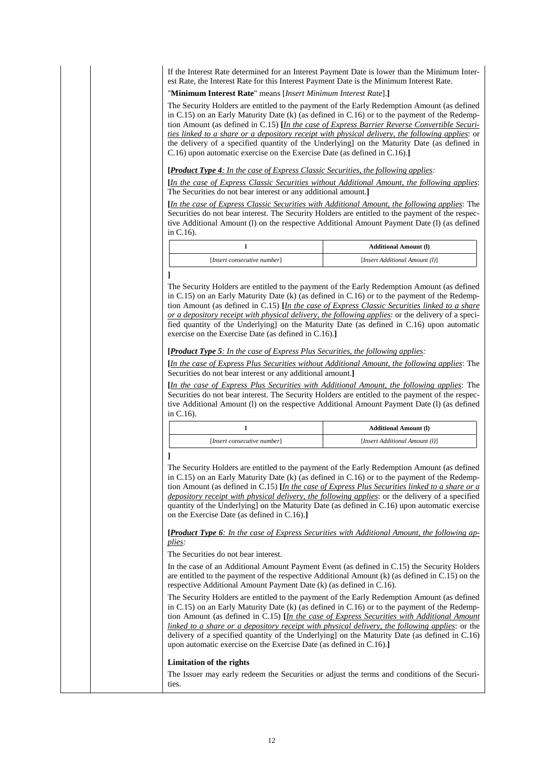If the Interest Rate determined for an Interest Payment Date is lower than the Minimum Interest Rate, the Interest Rate for this Interest Payment Date is the Minimum Interest Rate.

"**Minimum Interest Rate**" means [*Insert Minimum Interest Rate*].**]**

The Security Holders are entitled to the payment of the Early Redemption Amount (as defined in C.15) on an Early Maturity Date (k) (as defined in C.16) or to the payment of the Redemption Amount (as defined in C.15) **[**<u>*In the case of Express Barrier Reverse Convertible Securities linked to a share or a depository receipt with physical delivery, the following applies*</u>: or the delivery of a specified quantity of the Underlying] on the Maturity Date (as defined in C.16) upon automatic exercise on the Exercise Date (as defined in C.16).**]**

**[**<u>***Product Type 4****: In the case of Express Classic Securities, the following applies:*</u>

**[**<u>*In the case of Express Classic Securities without Additional Amount, the following applies*</u>: The Securities do not bear interest or any additional amount.**]**

**[**<u>*In the case of Express Classic Securities with Additional Amount, the following applies*</u>: The Securities do not bear interest. The Security Holders are entitled to the payment of the respective Additional Amount (l) on the respective Additional Amount Payment Date (l) (as defined in C.16).

| l | Additional Amount (l) |
|---|---|
| [*Insert consecutive number*] | [*Insert Additional Amount (l)*] |

**]**

The Security Holders are entitled to the payment of the Early Redemption Amount (as defined in C.15) on an Early Maturity Date (k) (as defined in C.16) or to the payment of the Redemption Amount (as defined in C.15) **[**<u>*In the case of Express Classic Securities linked to a share or a depository receipt with physical delivery, the following applies*</u>: or the delivery of a specified quantity of the Underlying] on the Maturity Date (as defined in C.16) upon automatic exercise on the Exercise Date (as defined in C.16).**]**

**[**<u>***Product Type 5****: In the case of Express Plus Securities, the following applies:*</u>

**[**<u>*In the case of Express Plus Securities without Additional Amount, the following applies*</u>: The Securities do not bear interest or any additional amount.**]**

**[**<u>*In the case of Express Plus Securities with Additional Amount, the following applies*</u>: The Securities do not bear interest. The Security Holders are entitled to the payment of the respective Additional Amount (l) on the respective Additional Amount Payment Date (l) (as defined in C.16).

| l | Additional Amount (l) |
|---|---|
| [*Insert consecutive number*] | [*Insert Additional Amount (l)*] |

**]**

The Security Holders are entitled to the payment of the Early Redemption Amount (as defined in C.15) on an Early Maturity Date (k) (as defined in C.16) or to the payment of the Redemption Amount (as defined in C.15) **[**<u>*In the case of Express Plus Securities linked to a share or a depository receipt with physical delivery, the following applies*</u>: or the delivery of a specified quantity of the Underlying] on the Maturity Date (as defined in C.16) upon automatic exercise on the Exercise Date (as defined in C.16).**]**

**[**<u>***Product Type 6****: In the case of Express Securities with Additional Amount, the following applies:*</u>

The Securities do not bear interest.

In the case of an Additional Amount Payment Event (as defined in C.15) the Security Holders are entitled to the payment of the respective Additional Amount (k) (as defined in C.15) on the respective Additional Amount Payment Date (k) (as defined in C.16).

The Security Holders are entitled to the payment of the Early Redemption Amount (as defined in C.15) on an Early Maturity Date (k) (as defined in C.16) or to the payment of the Redemption Amount (as defined in C.15) **[**<u>*In the case of Express Securities with Additional Amount linked to a share or a depository receipt with physical delivery, the following applies*</u>: or the delivery of a specified quantity of the Underlying] on the Maturity Date (as defined in C.16) upon automatic exercise on the Exercise Date (as defined in C.16).**]**

**Limitation of the rights**

The Issuer may early redeem the Securities or adjust the terms and conditions of the Securities.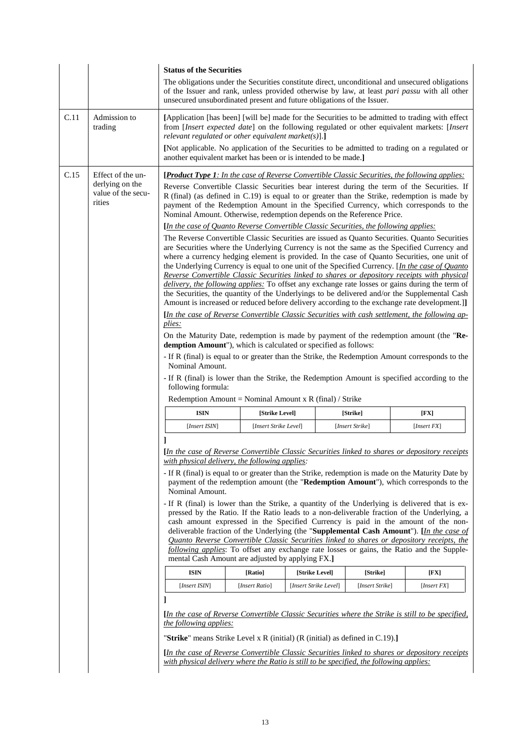| | | |
|---|---|---|
| | | **Status of the Securities**<br><br>The obligations under the Securities constitute direct, unconditional and unsecured obligations of the Issuer and rank, unless provided otherwise by law, at least *pari passu* with all other unsecured unsubordinated present and future obligations of the Issuer. |
| C.11 | Admission to trading | **[**Application [has been] [will be] made for the Securities to be admitted to trading with effect from [*Insert expected date*] on the following regulated or other equivalent markets: [*Insert relevant regulated or other equivalent market(s)*].**]**<br><br>**[**Not applicable. No application of the Securities to be admitted to trading on a regulated or another equivalent market has been or is intended to be made.**]** |
| C.15 | Effect of the underlying on the value of the securities | **[*Product Type 1****: In the case of Reverse Convertible Classic Securities, the following applies:*<br><br>Reverse Convertible Classic Securities bear interest during the term of the Securities. If R (final) (as defined in C.19) is equal to or greater than the Strike, redemption is made by payment of the Redemption Amount in the Specified Currency, which corresponds to the Nominal Amount. Otherwise, redemption depends on the Reference Price.<br><br>**[***In the case of Quanto Reverse Convertible Classic Securities, the following applies:*<br><br>The Reverse Convertible Classic Securities are issued as Quanto Securities. Quanto Securities are Securities where the Underlying Currency is not the same as the Specified Currency and where a currency hedging element is provided. In the case of Quanto Securities, one unit of the Underlying Currency is equal to one unit of the Specified Currency. [*In the case of Quanto Reverse Convertible Classic Securities linked to shares or depository receipts with physical delivery, the following applies:* To offset any exchange rate losses or gains during the term of the Securities, the quantity of the Underlyings to be delivered and/or the Supplemental Cash Amount is increased or reduced before delivery according to the exchange rate development.]**]**<br><br>**[***In the case of Reverse Convertible Classic Securities with cash settlement, the following applies:*<br><br>On the Maturity Date, redemption is made by payment of the redemption amount (the "**Redemption Amount**"), which is calculated or specified as follows:<br><br>- If R (final) is equal to or greater than the Strike, the Redemption Amount corresponds to the Nominal Amount.<br>- If R (final) is lower than the Strike, the Redemption Amount is specified according to the following formula:<br><br>Redemption Amount = Nominal Amount x R (final) / Strike<br><br>ISIN: [*Insert ISIN*] / [Strike Level]: [*Insert Strike Level*] / [Strike]: [*Insert Strike*] / [FX]: [*Insert FX*]<br><br>**]**<br><br>**[***In the case of Reverse Convertible Classic Securities linked to shares or depository receipts with physical delivery, the following applies:*<br><br>- If R (final) is equal to or greater than the Strike, redemption is made on the Maturity Date by payment of the redemption amount (the "**Redemption Amount**"), which corresponds to the Nominal Amount.<br>- If R (final) is lower than the Strike, a quantity of the Underlying is delivered that is expressed by the Ratio. If the Ratio leads to a non-deliverable fraction of the Underlying, a cash amount expressed in the Specified Currency is paid in the amount of the non-deliverable fraction of the Underlying (the "**Supplemental Cash Amount**"). **[***In the case of Quanto Reverse Convertible Classic Securities linked to shares or depository receipts, the following applies*: To offset any exchange rate losses or gains, the Ratio and the Supplemental Cash Amount are adjusted by applying FX.**]**<br><br>ISIN: [*Insert ISIN*] / [Ratio]: [*Insert Ratio*] / [Strike Level]: [*Insert Strike Level*] / [Strike]: [*Insert Strike*] / [FX]: [*Insert FX*]<br><br>**]**<br><br>**[***In the case of Reverse Convertible Classic Securities where the Strike is still to be specified, the following applies:*<br><br>"**Strike**" means Strike Level x R (initial) (R (initial) as defined in C.19).**]**<br><br>**[***In the case of Reverse Convertible Classic Securities linked to shares or depository receipts with physical delivery where the Ratio is still to be specified, the following applies:* |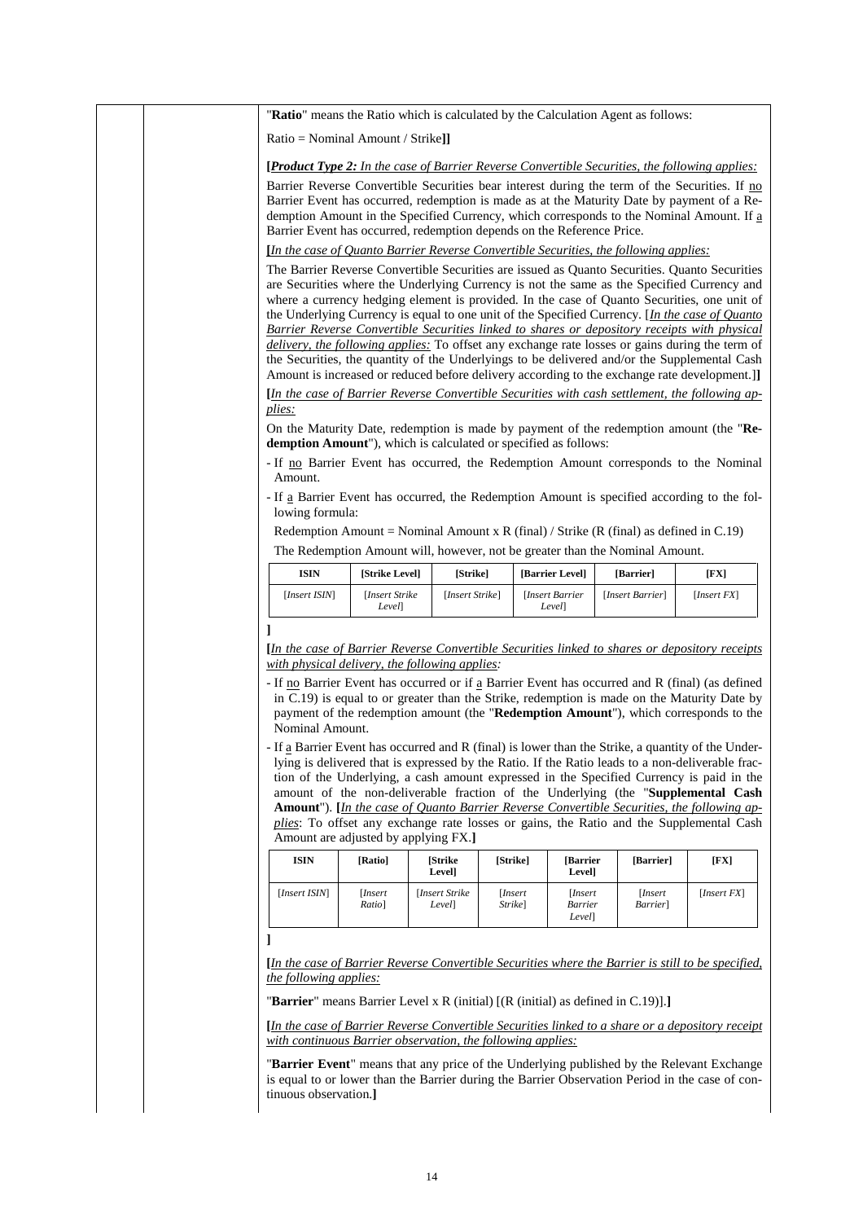"**Ratio**" means the Ratio which is calculated by the Calculation Agent as follows:

Ratio = Nominal Amount / Strike**]]**

**[**_**Product Type 2:** In the case of Barrier Reverse Convertible Securities, the following applies:_

Barrier Reverse Convertible Securities bear interest during the term of the Securities. If no Barrier Event has occurred, redemption is made as at the Maturity Date by payment of a Redemption Amount in the Specified Currency, which corresponds to the Nominal Amount. If a Barrier Event has occurred, redemption depends on the Reference Price.

**[**_In the case of Quanto Barrier Reverse Convertible Securities, the following applies:_

The Barrier Reverse Convertible Securities are issued as Quanto Securities. Quanto Securities are Securities where the Underlying Currency is not the same as the Specified Currency and where a currency hedging element is provided. In the case of Quanto Securities, one unit of the Underlying Currency is equal to one unit of the Specified Currency. [_In the case of Quanto Barrier Reverse Convertible Securities linked to shares or depository receipts with physical delivery, the following applies:_ To offset any exchange rate losses or gains during the term of the Securities, the quantity of the Underlyings to be delivered and/or the Supplemental Cash Amount is increased or reduced before delivery according to the exchange rate development.]**]**

**[**_In the case of Barrier Reverse Convertible Securities with cash settlement, the following applies:_

On the Maturity Date, redemption is made by payment of the redemption amount (the "**Redemption Amount**"), which is calculated or specified as follows:

- If no Barrier Event has occurred, the Redemption Amount corresponds to the Nominal Amount.
- If a Barrier Event has occurred, the Redemption Amount is specified according to the following formula:

  Redemption Amount = Nominal Amount x R (final) / Strike (R (final) as defined in C.19)

  The Redemption Amount will, however, not be greater than the Nominal Amount.

| ISIN | [Strike Level] | [Strike] | [Barrier Level] | [Barrier] | [FX] |
|---|---|---|---|---|---|
| [_Insert ISIN_] | [_Insert Strike Level_] | [_Insert Strike_] | [_Insert Barrier Level_] | [_Insert Barrier_] | [_Insert FX_] |

**]**

**[**_In the case of Barrier Reverse Convertible Securities linked to shares or depository receipts with physical delivery, the following applies:_

- If no Barrier Event has occurred or if a Barrier Event has occurred and R (final) (as defined in C.19) is equal to or greater than the Strike, redemption is made on the Maturity Date by payment of the redemption amount (the "**Redemption Amount**"), which corresponds to the Nominal Amount.
- If a Barrier Event has occurred and R (final) is lower than the Strike, a quantity of the Underlying is delivered that is expressed by the Ratio. If the Ratio leads to a non-deliverable fraction of the Underlying, a cash amount expressed in the Specified Currency is paid in the amount of the non-deliverable fraction of the Underlying (the "**Supplemental Cash Amount**"). **[**_In the case of Quanto Barrier Reverse Convertible Securities, the following applies_: To offset any exchange rate losses or gains, the Ratio and the Supplemental Cash Amount are adjusted by applying FX.**]**

| ISIN | [Ratio] | [Strike Level] | [Strike] | [Barrier Level] | [Barrier] | [FX] |
|---|---|---|---|---|---|---|
| [_Insert ISIN_] | [_Insert Ratio_] | [_Insert Strike Level_] | [_Insert Strike_] | [_Insert Barrier Level_] | [_Insert Barrier_] | [_Insert FX_] |

**]**

**[**_In the case of Barrier Reverse Convertible Securities where the Barrier is still to be specified, the following applies:_

"**Barrier**" means Barrier Level x R (initial) [(R (initial) as defined in C.19)].**]**

**[**_In the case of Barrier Reverse Convertible Securities linked to a share or a depository receipt with continuous Barrier observation, the following applies:_

"**Barrier Event**" means that any price of the Underlying published by the Relevant Exchange is equal to or lower than the Barrier during the Barrier Observation Period in the case of continuous observation.**]**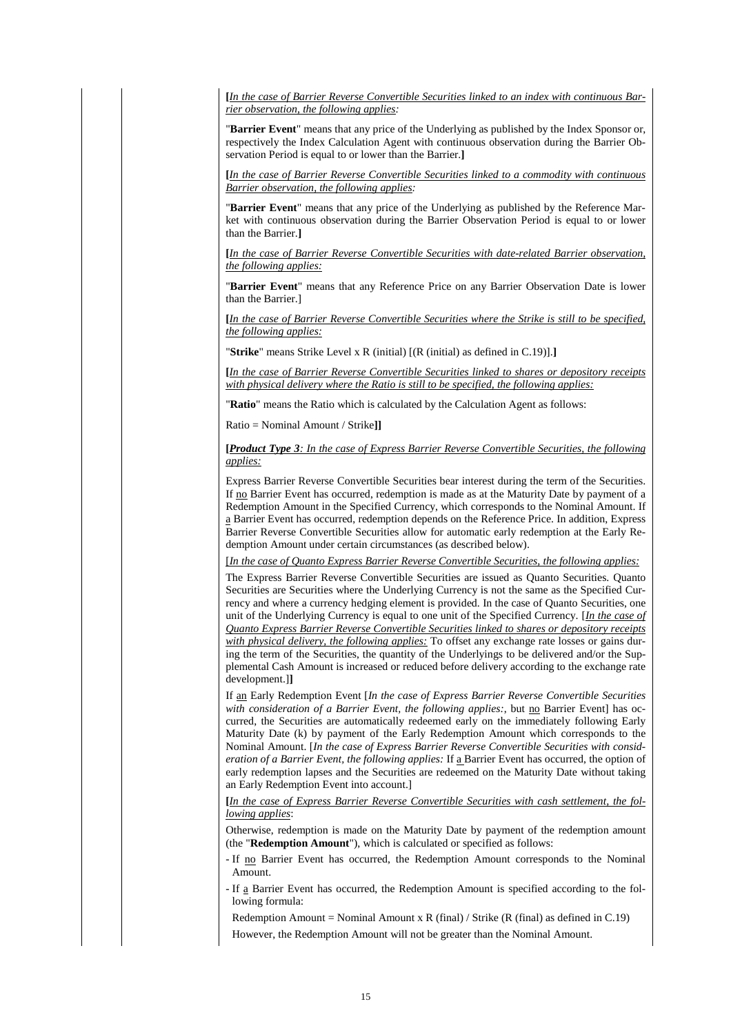**[***In the case of Barrier Reverse Convertible Securities linked to an index with continuous Barrier observation, the following applies:*

"**Barrier Event**" means that any price of the Underlying as published by the Index Sponsor or, respectively the Index Calculation Agent with continuous observation during the Barrier Observation Period is equal to or lower than the Barrier.**]**

**[***In the case of Barrier Reverse Convertible Securities linked to a commodity with continuous Barrier observation, the following applies:*

"**Barrier Event**" means that any price of the Underlying as published by the Reference Market with continuous observation during the Barrier Observation Period is equal to or lower than the Barrier.**]**

**[***In the case of Barrier Reverse Convertible Securities with date-related Barrier observation, the following applies:*

"**Barrier Event**" means that any Reference Price on any Barrier Observation Date is lower than the Barrier.]

**[***In the case of Barrier Reverse Convertible Securities where the Strike is still to be specified, the following applies:*

"**Strike**" means Strike Level x R (initial) [(R (initial) as defined in C.19)].**]**

**[***In the case of Barrier Reverse Convertible Securities linked to shares or depository receipts with physical delivery where the Ratio is still to be specified, the following applies:*

"**Ratio**" means the Ratio which is calculated by the Calculation Agent as follows:

Ratio = Nominal Amount / Strike**]]**

**[*Product Type 3****: In the case of Express Barrier Reverse Convertible Securities, the following applies:*

Express Barrier Reverse Convertible Securities bear interest during the term of the Securities. If no Barrier Event has occurred, redemption is made as at the Maturity Date by payment of a Redemption Amount in the Specified Currency, which corresponds to the Nominal Amount. If a Barrier Event has occurred, redemption depends on the Reference Price. In addition, Express Barrier Reverse Convertible Securities allow for automatic early redemption at the Early Redemption Amount under certain circumstances (as described below).

[*In the case of Quanto Express Barrier Reverse Convertible Securities, the following applies:*

The Express Barrier Reverse Convertible Securities are issued as Quanto Securities. Quanto Securities are Securities where the Underlying Currency is not the same as the Specified Currency and where a currency hedging element is provided. In the case of Quanto Securities, one unit of the Underlying Currency is equal to one unit of the Specified Currency. [*In the case of Quanto Express Barrier Reverse Convertible Securities linked to shares or depository receipts with physical delivery, the following applies:* To offset any exchange rate losses or gains during the term of the Securities, the quantity of the Underlyings to be delivered and/or the Supplemental Cash Amount is increased or reduced before delivery according to the exchange rate development.]**]**

If an Early Redemption Event [*In the case of Express Barrier Reverse Convertible Securities with consideration of a Barrier Event, the following applies:*, but no Barrier Event] has occurred, the Securities are automatically redeemed early on the immediately following Early Maturity Date (k) by payment of the Early Redemption Amount which corresponds to the Nominal Amount. [*In the case of Express Barrier Reverse Convertible Securities with consideration of a Barrier Event, the following applies:* If a Barrier Event has occurred, the option of early redemption lapses and the Securities are redeemed on the Maturity Date without taking an Early Redemption Event into account.]

**[***In the case of Express Barrier Reverse Convertible Securities with cash settlement, the following applies*:

Otherwise, redemption is made on the Maturity Date by payment of the redemption amount (the "**Redemption Amount**"), which is calculated or specified as follows:

- If no Barrier Event has occurred, the Redemption Amount corresponds to the Nominal Amount.
- If a Barrier Event has occurred, the Redemption Amount is specified according to the following formula:

  Redemption Amount = Nominal Amount x R (final) / Strike (R (final) as defined in C.19)

  However, the Redemption Amount will not be greater than the Nominal Amount.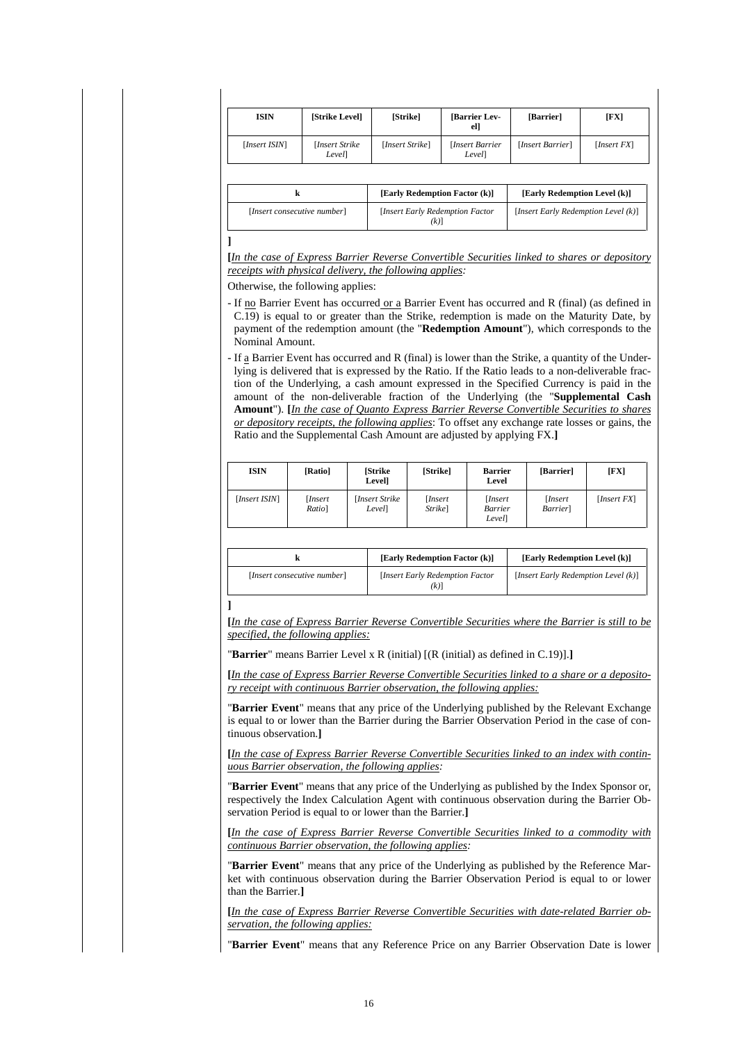| ISIN | [Strike Level] | [Strike] | [Barrier Level] | [Barrier] | [FX] |
|---|---|---|---|---|---|
| [*Insert ISIN*] | [*Insert Strike Level*] | [*Insert Strike*] | [*Insert Barrier Level*] | [*Insert Barrier*] | [*Insert FX*] |

| k | [Early Redemption Factor (k)] | [Early Redemption Level (k)] |
|---|---|---|
| [*Insert consecutive number*] | [*Insert Early Redemption Factor (k)*] | [*Insert Early Redemption Level (k)*] |

**]**

**[***In the case of Express Barrier Reverse Convertible Securities linked to shares or depository receipts with physical delivery, the following applies:*

Otherwise, the following applies:

- If no Barrier Event has occurred or a Barrier Event has occurred and R (final) (as defined in C.19) is equal to or greater than the Strike, redemption is made on the Maturity Date, by payment of the redemption amount (the "**Redemption Amount**"), which corresponds to the Nominal Amount.
- If a Barrier Event has occurred and R (final) is lower than the Strike, a quantity of the Underlying is delivered that is expressed by the Ratio. If the Ratio leads to a non-deliverable fraction of the Underlying, a cash amount expressed in the Specified Currency is paid in the amount of the non-deliverable fraction of the Underlying (the "**Supplemental Cash Amount**"). **[***In the case of Quanto Express Barrier Reverse Convertible Securities to shares or depository receipts, the following applies*: To offset any exchange rate losses or gains, the Ratio and the Supplemental Cash Amount are adjusted by applying FX.**]**

| ISIN | [Ratio] | [Strike Level] | [Strike] | Barrier Level | [Barrier] | [FX] |
|---|---|---|---|---|---|---|
| [*Insert ISIN*] | [*Insert Ratio*] | [*Insert Strike Level*] | [*Insert Strike*] | [*Insert Barrier Level*] | [*Insert Barrier*] | [*Insert FX*] |

| k | [Early Redemption Factor (k)] | [Early Redemption Level (k)] |
|---|---|---|
| [*Insert consecutive number*] | [*Insert Early Redemption Factor (k)*] | [*Insert Early Redemption Level (k)*] |

**]**

**[***In the case of Express Barrier Reverse Convertible Securities where the Barrier is still to be specified, the following applies:*

"**Barrier**" means Barrier Level x R (initial) [(R (initial) as defined in C.19)].**]**

**[***In the case of Express Barrier Reverse Convertible Securities linked to a share or a depository receipt with continuous Barrier observation, the following applies:*

"**Barrier Event**" means that any price of the Underlying published by the Relevant Exchange is equal to or lower than the Barrier during the Barrier Observation Period in the case of continuous observation.**]**

**[***In the case of Express Barrier Reverse Convertible Securities linked to an index with continuous Barrier observation, the following applies:*

"**Barrier Event**" means that any price of the Underlying as published by the Index Sponsor or, respectively the Index Calculation Agent with continuous observation during the Barrier Observation Period is equal to or lower than the Barrier.**]**

**[***In the case of Express Barrier Reverse Convertible Securities linked to a commodity with continuous Barrier observation, the following applies:*

"**Barrier Event**" means that any price of the Underlying as published by the Reference Market with continuous observation during the Barrier Observation Period is equal to or lower than the Barrier.**]**

**[***In the case of Express Barrier Reverse Convertible Securities with date-related Barrier observation, the following applies:*

"**Barrier Event**" means that any Reference Price on any Barrier Observation Date is lower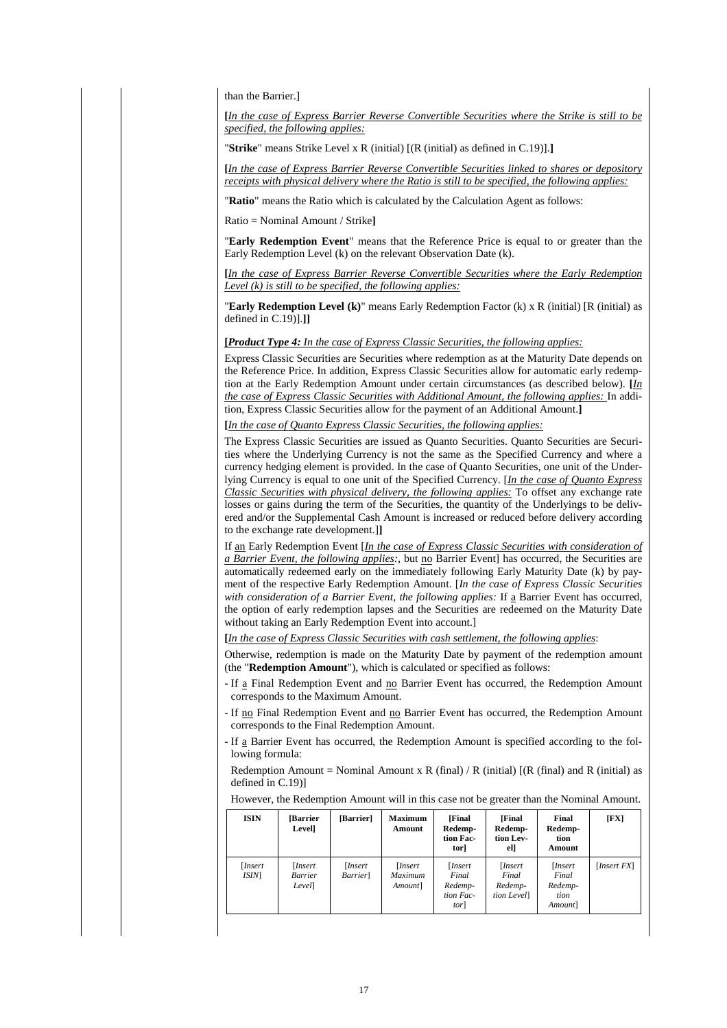than the Barrier.]

**[***In the case of Express Barrier Reverse Convertible Securities where the Strike is still to be specified, the following applies:*

"**Strike**" means Strike Level x R (initial) [(R (initial) as defined in C.19)].**]**

**[***In the case of Express Barrier Reverse Convertible Securities linked to shares or depository receipts with physical delivery where the Ratio is still to be specified, the following applies:*

"**Ratio**" means the Ratio which is calculated by the Calculation Agent as follows:

Ratio = Nominal Amount / Strike**]**

"**Early Redemption Event**" means that the Reference Price is equal to or greater than the Early Redemption Level (k) on the relevant Observation Date (k).

**[***In the case of Express Barrier Reverse Convertible Securities where the Early Redemption Level (k) is still to be specified, the following applies:*

"**Early Redemption Level (k)**" means Early Redemption Factor (k) x R (initial) [R (initial) as defined in C.19)].**]]**

**[*Product Type 4:*** *In the case of Express Classic Securities, the following applies:*

Express Classic Securities are Securities where redemption as at the Maturity Date depends on the Reference Price. In addition, Express Classic Securities allow for automatic early redemption at the Early Redemption Amount under certain circumstances (as described below). **[***In the case of Express Classic Securities with Additional Amount, the following applies:* In addition, Express Classic Securities allow for the payment of an Additional Amount.**]**

**[***In the case of Quanto Express Classic Securities, the following applies:*

The Express Classic Securities are issued as Quanto Securities. Quanto Securities are Securities where the Underlying Currency is not the same as the Specified Currency and where a currency hedging element is provided. In the case of Quanto Securities, one unit of the Underlying Currency is equal to one unit of the Specified Currency. [*In the case of Quanto Express Classic Securities with physical delivery, the following applies:* To offset any exchange rate losses or gains during the term of the Securities, the quantity of the Underlyings to be delivered and/or the Supplemental Cash Amount is increased or reduced before delivery according to the exchange rate development.]**]**

If an Early Redemption Event [*In the case of Express Classic Securities with consideration of a Barrier Event, the following applies:*, but no Barrier Event] has occurred, the Securities are automatically redeemed early on the immediately following Early Maturity Date (k) by payment of the respective Early Redemption Amount. [*In the case of Express Classic Securities with consideration of a Barrier Event, the following applies:* If a Barrier Event has occurred, the option of early redemption lapses and the Securities are redeemed on the Maturity Date without taking an Early Redemption Event into account.]

**[***In the case of Express Classic Securities with cash settlement, the following applies*:

Otherwise, redemption is made on the Maturity Date by payment of the redemption amount (the "**Redemption Amount**"), which is calculated or specified as follows:

- If a Final Redemption Event and no Barrier Event has occurred, the Redemption Amount corresponds to the Maximum Amount.
- If no Final Redemption Event and no Barrier Event has occurred, the Redemption Amount corresponds to the Final Redemption Amount.
- If a Barrier Event has occurred, the Redemption Amount is specified according to the following formula:

  Redemption Amount = Nominal Amount x R (final) / R (initial) [(R (final) and R (initial) as defined in C.19)]

  However, the Redemption Amount will in this case not be greater than the Nominal Amount.

| ISIN | [Barrier Level] | [Barrier] | Maximum Amount | [Final Redemption Factor] | [Final Redemption Level] | Final Redemption Amount | [FX] |
|---|---|---|---|---|---|---|---|
| [*Insert ISIN*] | [*Insert Barrier Level*] | [*Insert Barrier*] | [*Insert Maximum Amount*] | [*Insert Final Redemption Factor*] | [*Insert Final Redemption Level*] | [*Insert Final Redemption Amount*] | [*Insert FX*] |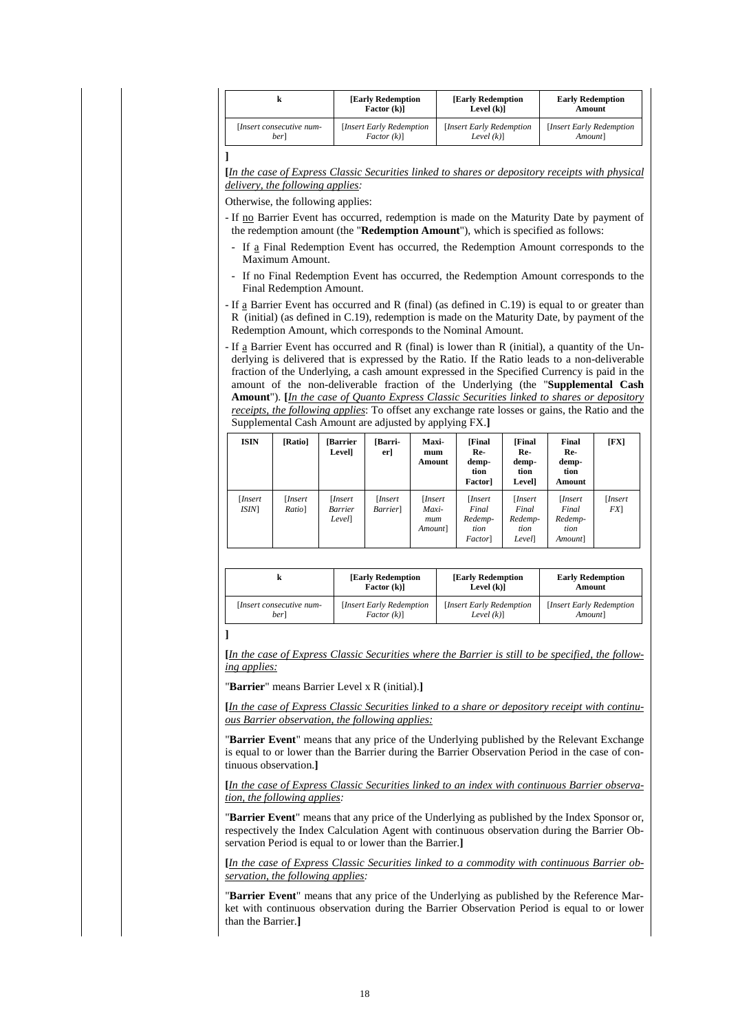| k | [Early Redemption Factor (k)] | [Early Redemption Level (k)] | Early Redemption Amount |
|---|---|---|---|
| [*Insert consecutive number*] | [*Insert Early Redemption Factor (k)*] | [*Insert Early Redemption Level (k)*] | [*Insert Early Redemption Amount*] |

**]**

**[***In the case of Express Classic Securities linked to shares or depository receipts with physical delivery, the following applies:*

Otherwise, the following applies:

- If no Barrier Event has occurred, redemption is made on the Maturity Date by payment of the redemption amount (the "**Redemption Amount**"), which is specified as follows:
  - If a Final Redemption Event has occurred, the Redemption Amount corresponds to the Maximum Amount.
  - If no Final Redemption Event has occurred, the Redemption Amount corresponds to the Final Redemption Amount.
- If a Barrier Event has occurred and R (final) (as defined in C.19) is equal to or greater than R (initial) (as defined in C.19), redemption is made on the Maturity Date, by payment of the Redemption Amount, which corresponds to the Nominal Amount.
- If a Barrier Event has occurred and R (final) is lower than R (initial), a quantity of the Underlying is delivered that is expressed by the Ratio. If the Ratio leads to a non-deliverable fraction of the Underlying, a cash amount expressed in the Specified Currency is paid in the amount of the non-deliverable fraction of the Underlying (the "**Supplemental Cash Amount**"). **[***In the case of Quanto Express Classic Securities linked to shares or depository receipts, the following applies*: To offset any exchange rate losses or gains, the Ratio and the Supplemental Cash Amount are adjusted by applying FX.**]**

| ISIN | [Ratio] | [Barrier Level] | [Barrier] | Maximum Amount | [Final Redemption Factor] | [Final Redemption Level] | Final Redemption Amount | [FX] |
|---|---|---|---|---|---|---|---|---|
| [*Insert ISIN*] | [*Insert Ratio*] | [*Insert Barrier Level*] | [*Insert Barrier*] | [*Insert Maximum Amount*] | [*Insert Final Redemption Factor*] | [*Insert Final Redemption Level*] | [*Insert Final Redemption Amount*] | [*Insert FX*] |

| k | [Early Redemption Factor (k)] | [Early Redemption Level (k)] | Early Redemption Amount |
|---|---|---|---|
| [*Insert consecutive number*] | [*Insert Early Redemption Factor (k)*] | [*Insert Early Redemption Level (k)*] | [*Insert Early Redemption Amount*] |

**]**

**[***In the case of Express Classic Securities where the Barrier is still to be specified, the following applies:*

"**Barrier**" means Barrier Level x R (initial).**]**

**[***In the case of Express Classic Securities linked to a share or depository receipt with continuous Barrier observation, the following applies:*

"**Barrier Event**" means that any price of the Underlying published by the Relevant Exchange is equal to or lower than the Barrier during the Barrier Observation Period in the case of continuous observation.**]**

**[***In the case of Express Classic Securities linked to an index with continuous Barrier observation, the following applies:*

"**Barrier Event**" means that any price of the Underlying as published by the Index Sponsor or, respectively the Index Calculation Agent with continuous observation during the Barrier Observation Period is equal to or lower than the Barrier.**]**

**[***In the case of Express Classic Securities linked to a commodity with continuous Barrier observation, the following applies:*

"**Barrier Event**" means that any price of the Underlying as published by the Reference Market with continuous observation during the Barrier Observation Period is equal to or lower than the Barrier.**]**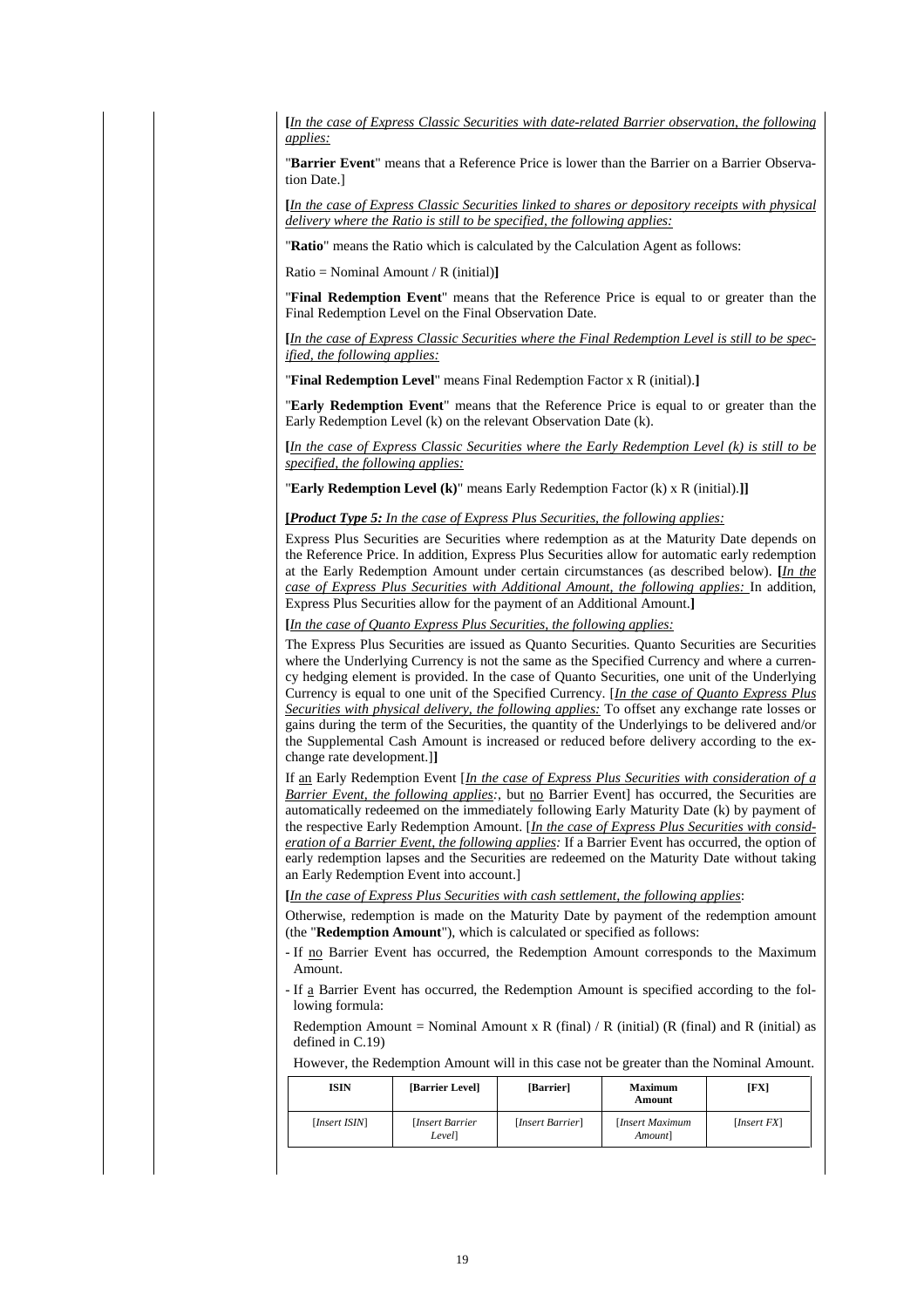**[***In the case of Express Classic Securities with date-related Barrier observation, the following applies:*

"**Barrier Event**" means that a Reference Price is lower than the Barrier on a Barrier Observation Date.]

**[***In the case of Express Classic Securities linked to shares or depository receipts with physical delivery where the Ratio is still to be specified, the following applies:*

"**Ratio**" means the Ratio which is calculated by the Calculation Agent as follows:

Ratio = Nominal Amount / R (initial)**]**

"**Final Redemption Event**" means that the Reference Price is equal to or greater than the Final Redemption Level on the Final Observation Date.

**[***In the case of Express Classic Securities where the Final Redemption Level is still to be specified, the following applies:*

"**Final Redemption Level**" means Final Redemption Factor x R (initial).**]**

"**Early Redemption Event**" means that the Reference Price is equal to or greater than the Early Redemption Level (k) on the relevant Observation Date (k).

**[***In the case of Express Classic Securities where the Early Redemption Level (k) is still to be specified, the following applies:*

"**Early Redemption Level (k)**" means Early Redemption Factor (k) x R (initial).**]]**

**[*Product Type 5:*** *In the case of Express Plus Securities, the following applies:*

Express Plus Securities are Securities where redemption as at the Maturity Date depends on the Reference Price. In addition, Express Plus Securities allow for automatic early redemption at the Early Redemption Amount under certain circumstances (as described below). **[***In the case of Express Plus Securities with Additional Amount, the following applies:* In addition, Express Plus Securities allow for the payment of an Additional Amount.**]**

**[***In the case of Quanto Express Plus Securities, the following applies:*

The Express Plus Securities are issued as Quanto Securities. Quanto Securities are Securities where the Underlying Currency is not the same as the Specified Currency and where a currency hedging element is provided. In the case of Quanto Securities, one unit of the Underlying Currency is equal to one unit of the Specified Currency. [*In the case of Quanto Express Plus Securities with physical delivery, the following applies:* To offset any exchange rate losses or gains during the term of the Securities, the quantity of the Underlyings to be delivered and/or the Supplemental Cash Amount is increased or reduced before delivery according to the exchange rate development.]**]**

If an Early Redemption Event [*In the case of Express Plus Securities with consideration of a Barrier Event, the following applies:*, but no Barrier Event] has occurred, the Securities are automatically redeemed on the immediately following Early Maturity Date (k) by payment of the respective Early Redemption Amount. [*In the case of Express Plus Securities with consideration of a Barrier Event, the following applies:* If a Barrier Event has occurred, the option of early redemption lapses and the Securities are redeemed on the Maturity Date without taking an Early Redemption Event into account.]

**[***In the case of Express Plus Securities with cash settlement, the following applies*:

Otherwise, redemption is made on the Maturity Date by payment of the redemption amount (the "**Redemption Amount**"), which is calculated or specified as follows:

- If no Barrier Event has occurred, the Redemption Amount corresponds to the Maximum Amount.
- If a Barrier Event has occurred, the Redemption Amount is specified according to the following formula:

  Redemption Amount = Nominal Amount x R (final) / R (initial) (R (final) and R (initial) as defined in C.19)

  However, the Redemption Amount will in this case not be greater than the Nominal Amount.

| ISIN | [Barrier Level] | [Barrier] | Maximum Amount | [FX] |
|---|---|---|---|---|
| [*Insert ISIN*] | [*Insert Barrier Level*] | [*Insert Barrier*] | [*Insert Maximum Amount*] | [*Insert FX*] |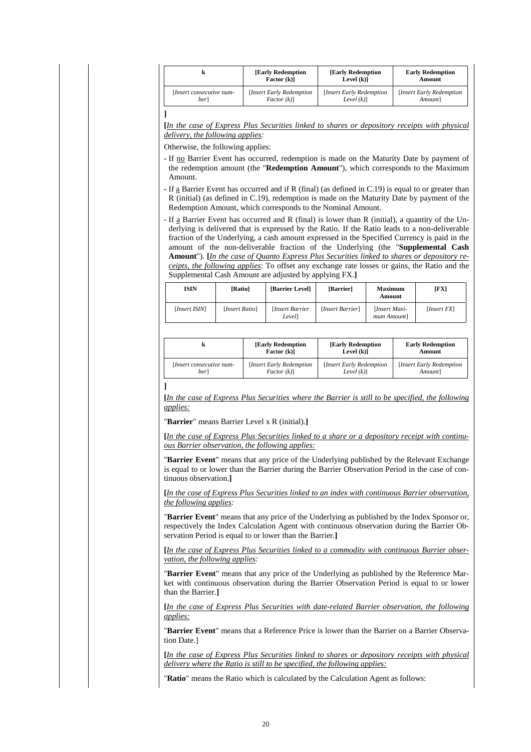| k | [Early Redemption Factor (k)] | [Early Redemption Level (k)] | Early Redemption Amount |
|---|---|---|---|
| [*Insert consecutive number*] | [*Insert Early Redemption Factor (k)*] | [*Insert Early Redemption Level (k)*] | [*Insert Early Redemption Amount*] |

]

[*In the case of Express Plus Securities linked to shares or depository receipts with physical delivery, the following applies:*

Otherwise, the following applies:

- If no Barrier Event has occurred, redemption is made on the Maturity Date by payment of the redemption amount (the "**Redemption Amount**"), which corresponds to the Maximum Amount.
- If a Barrier Event has occurred and if R (final) (as defined in C.19) is equal to or greater than R (initial) (as defined in C.19), redemption is made on the Maturity Date by payment of the Redemption Amount, which corresponds to the Nominal Amount.
- If a Barrier Event has occurred and R (final) is lower than R (initial), a quantity of the Underlying is delivered that is expressed by the Ratio. If the Ratio leads to a non-deliverable fraction of the Underlying, a cash amount expressed in the Specified Currency is paid in the amount of the non-deliverable fraction of the Underlying (the "**Supplemental Cash Amount**"). [*In the case of Quanto Express Plus Securities linked to shares or depository receipts, the following applies*: To offset any exchange rate losses or gains, the Ratio and the Supplemental Cash Amount are adjusted by applying FX.]

| ISIN | [Ratio] | [Barrier Level] | [Barrier] | Maximum Amount | [FX] |
|---|---|---|---|---|---|
| [*Insert ISIN*] | [*Insert Ratio*] | [*Insert Barrier Level*] | [*Insert Barrier*] | [*Insert Maximum Amount*] | [*Insert FX*] |

| k | [Early Redemption Factor (k)] | [Early Redemption Level (k)] | Early Redemption Amount |
|---|---|---|---|
| [*Insert consecutive number*] | [*Insert Early Redemption Factor (k)*] | [*Insert Early Redemption Level (k)*] | [*Insert Early Redemption Amount*] |

]

[*In the case of Express Plus Securities where the Barrier is still to be specified, the following applies:*

"**Barrier**" means Barrier Level x R (initial).]

[*In the case of Express Plus Securities linked to a share or a depository receipt with continuous Barrier observation, the following applies:*

"**Barrier Event**" means that any price of the Underlying published by the Relevant Exchange is equal to or lower than the Barrier during the Barrier Observation Period in the case of continuous observation.]

[*In the case of Express Plus Securities linked to an index with continuous Barrier observation, the following applies:*

"**Barrier Event**" means that any price of the Underlying as published by the Index Sponsor or, respectively the Index Calculation Agent with continuous observation during the Barrier Observation Period is equal to or lower than the Barrier.]

[*In the case of Express Plus Securities linked to a commodity with continuous Barrier observation, the following applies:*

"**Barrier Event**" means that any price of the Underlying as published by the Reference Market with continuous observation during the Barrier Observation Period is equal to or lower than the Barrier.]

[*In the case of Express Plus Securities with date-related Barrier observation, the following applies:*

"**Barrier Event**" means that a Reference Price is lower than the Barrier on a Barrier Observation Date.]

[*In the case of Express Plus Securities linked to shares or depository receipts with physical delivery where the Ratio is still to be specified, the following applies:*

"**Ratio**" means the Ratio which is calculated by the Calculation Agent as follows: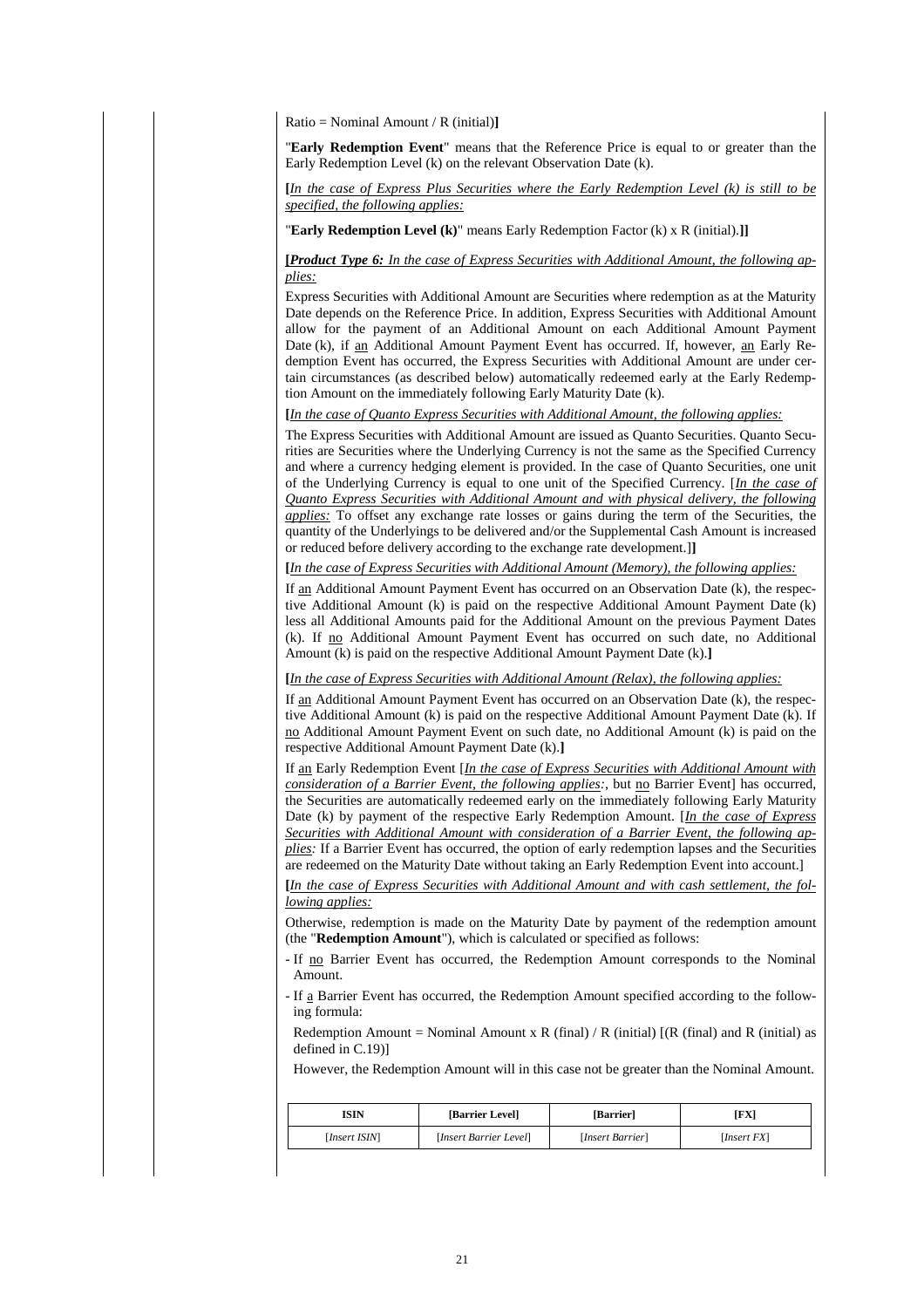Ratio = Nominal Amount / R (initial)**]**

"**Early Redemption Event**" means that the Reference Price is equal to or greater than the Early Redemption Level (k) on the relevant Observation Date (k).

**[***In the case of Express Plus Securities where the Early Redemption Level (k) is still to be specified, the following applies:*

"**Early Redemption Level (k)**" means Early Redemption Factor (k) x R (initial).**]]**

**[*Product Type 6:*** *In the case of Express Securities with Additional Amount, the following applies:*

Express Securities with Additional Amount are Securities where redemption as at the Maturity Date depends on the Reference Price. In addition, Express Securities with Additional Amount allow for the payment of an Additional Amount on each Additional Amount Payment Date (k), if an Additional Amount Payment Event has occurred. If, however, an Early Redemption Event has occurred, the Express Securities with Additional Amount are under certain circumstances (as described below) automatically redeemed early at the Early Redemption Amount on the immediately following Early Maturity Date (k).

**[***In the case of Quanto Express Securities with Additional Amount, the following applies:*

The Express Securities with Additional Amount are issued as Quanto Securities. Quanto Securities are Securities where the Underlying Currency is not the same as the Specified Currency and where a currency hedging element is provided. In the case of Quanto Securities, one unit of the Underlying Currency is equal to one unit of the Specified Currency. [*In the case of Quanto Express Securities with Additional Amount and with physical delivery, the following applies:* To offset any exchange rate losses or gains during the term of the Securities, the quantity of the Underlyings to be delivered and/or the Supplemental Cash Amount is increased or reduced before delivery according to the exchange rate development.]**]**

**[***In the case of Express Securities with Additional Amount (Memory), the following applies:*

If an Additional Amount Payment Event has occurred on an Observation Date (k), the respective Additional Amount (k) is paid on the respective Additional Amount Payment Date (k) less all Additional Amounts paid for the Additional Amount on the previous Payment Dates (k). If no Additional Amount Payment Event has occurred on such date, no Additional Amount (k) is paid on the respective Additional Amount Payment Date (k).**]**

**[***In the case of Express Securities with Additional Amount (Relax), the following applies:*

If an Additional Amount Payment Event has occurred on an Observation Date (k), the respective Additional Amount (k) is paid on the respective Additional Amount Payment Date (k). If no Additional Amount Payment Event on such date, no Additional Amount (k) is paid on the respective Additional Amount Payment Date (k).**]**

If an Early Redemption Event [*In the case of Express Securities with Additional Amount with consideration of a Barrier Event, the following applies:*, but no Barrier Event] has occurred, the Securities are automatically redeemed early on the immediately following Early Maturity Date (k) by payment of the respective Early Redemption Amount. [*In the case of Express Securities with Additional Amount with consideration of a Barrier Event, the following applies:* If a Barrier Event has occurred, the option of early redemption lapses and the Securities are redeemed on the Maturity Date without taking an Early Redemption Event into account.]

**[***In the case of Express Securities with Additional Amount and with cash settlement, the following applies:*

Otherwise, redemption is made on the Maturity Date by payment of the redemption amount (the "**Redemption Amount**"), which is calculated or specified as follows:

- If no Barrier Event has occurred, the Redemption Amount corresponds to the Nominal Amount.
- If a Barrier Event has occurred, the Redemption Amount specified according to the following formula:

  Redemption Amount = Nominal Amount x R (final) / R (initial) [(R (final) and R (initial) as defined in C.19)]

  However, the Redemption Amount will in this case not be greater than the Nominal Amount.

| ISIN | [Barrier Level] | [Barrier] | [FX] |
|---|---|---|---|
| [*Insert ISIN*] | [*Insert Barrier Level*] | [*Insert Barrier*] | [*Insert FX*] |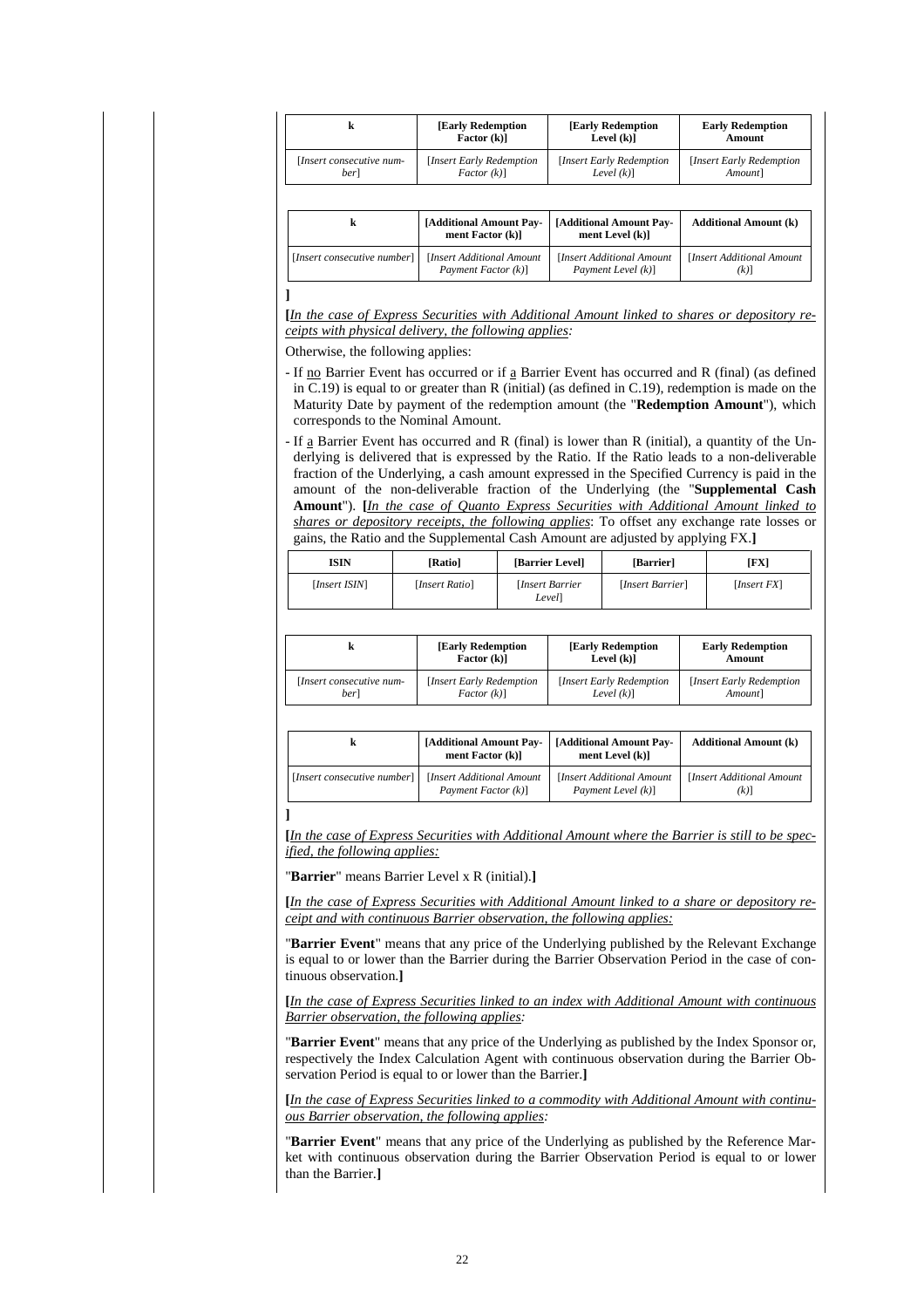| k | [Early Redemption Factor (k)] | [Early Redemption Level (k)] | Early Redemption Amount |
|---|---|---|---|
| [*Insert consecutive number*] | [*Insert Early Redemption Factor (k)*] | [*Insert Early Redemption Level (k)*] | [*Insert Early Redemption Amount*] |

| k | [Additional Amount Payment Factor (k)] | [Additional Amount Payment Level (k)] | Additional Amount (k) |
|---|---|---|---|
| [*Insert consecutive number*] | [*Insert Additional Amount Payment Factor (k)*] | [*Insert Additional Amount Payment Level (k)*] | [*Insert Additional Amount (k)*] |

**]**

**[**<u>*In the case of Express Securities with Additional Amount linked to shares or depository receipts with physical delivery, the following applies:*</u>

Otherwise, the following applies:

- If <u>no</u> Barrier Event has occurred or if <u>a</u> Barrier Event has occurred and R (final) (as defined in C.19) is equal to or greater than R (initial) (as defined in C.19), redemption is made on the Maturity Date by payment of the redemption amount (the "**Redemption Amount**"), which corresponds to the Nominal Amount.
- If <u>a</u> Barrier Event has occurred and R (final) is lower than R (initial), a quantity of the Underlying is delivered that is expressed by the Ratio. If the Ratio leads to a non-deliverable fraction of the Underlying, a cash amount expressed in the Specified Currency is paid in the amount of the non-deliverable fraction of the Underlying (the "**Supplemental Cash Amount**"). **[**<u>*In the case of Quanto Express Securities with Additional Amount linked to shares or depository receipts, the following applies*</u>: To offset any exchange rate losses or gains, the Ratio and the Supplemental Cash Amount are adjusted by applying FX.**]**

| ISIN | [Ratio] | [Barrier Level] | [Barrier] | [FX] |
|---|---|---|---|---|
| [*Insert ISIN*] | [*Insert Ratio*] | [*Insert Barrier Level*] | [*Insert Barrier*] | [*Insert FX*] |

| k | [Early Redemption Factor (k)] | [Early Redemption Level (k)] | Early Redemption Amount |
|---|---|---|---|
| [*Insert consecutive number*] | [*Insert Early Redemption Factor (k)*] | [*Insert Early Redemption Level (k)*] | [*Insert Early Redemption Amount*] |

| k | [Additional Amount Payment Factor (k)] | [Additional Amount Payment Level (k)] | Additional Amount (k) |
|---|---|---|---|
| [*Insert consecutive number*] | [*Insert Additional Amount Payment Factor (k)*] | [*Insert Additional Amount Payment Level (k)*] | [*Insert Additional Amount (k)*] |

**]**

**[**<u>*In the case of Express Securities with Additional Amount where the Barrier is still to be specified, the following applies:*</u>

"**Barrier**" means Barrier Level x R (initial).**]**

**[**<u>*In the case of Express Securities with Additional Amount linked to a share or depository receipt and with continuous Barrier observation, the following applies:*</u>

"**Barrier Event**" means that any price of the Underlying published by the Relevant Exchange is equal to or lower than the Barrier during the Barrier Observation Period in the case of continuous observation.**]**

**[**<u>*In the case of Express Securities linked to an index with Additional Amount with continuous Barrier observation, the following applies:*</u>

"**Barrier Event**" means that any price of the Underlying as published by the Index Sponsor or, respectively the Index Calculation Agent with continuous observation during the Barrier Observation Period is equal to or lower than the Barrier.**]**

**[**<u>*In the case of Express Securities linked to a commodity with Additional Amount with continuous Barrier observation, the following applies:*</u>

"**Barrier Event**" means that any price of the Underlying as published by the Reference Market with continuous observation during the Barrier Observation Period is equal to or lower than the Barrier.**]**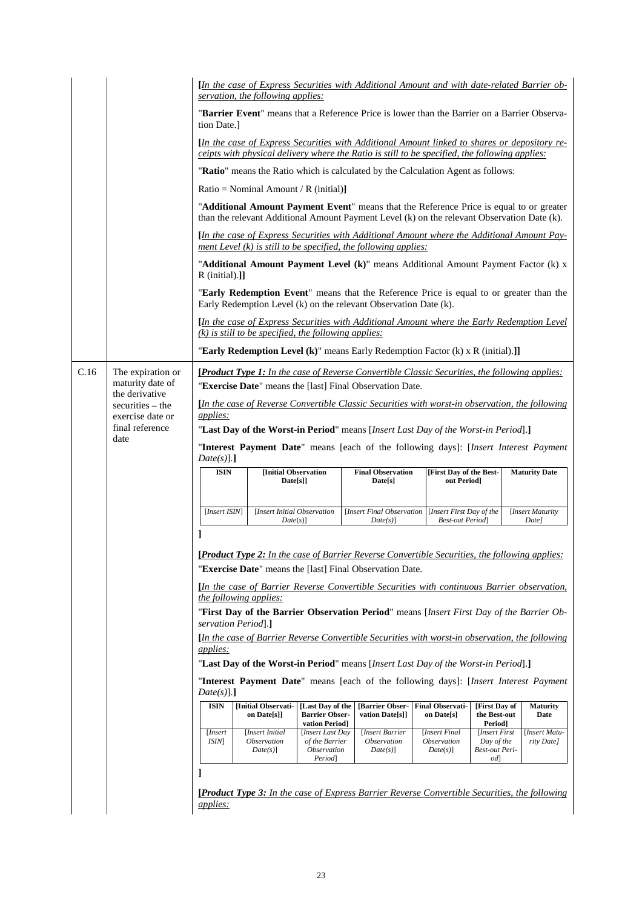*[In the case of Express Securities with Additional Amount and with date-related Barrier observation, the following applies:*

"**Barrier Event**" means that a Reference Price is lower than the Barrier on a Barrier Observation Date.]

*[In the case of Express Securities with Additional Amount linked to shares or depository receipts with physical delivery where the Ratio is still to be specified, the following applies:*

"**Ratio**" means the Ratio which is calculated by the Calculation Agent as follows:

Ratio = Nominal Amount / R (initial)**]**

"**Additional Amount Payment Event**" means that the Reference Price is equal to or greater than the relevant Additional Amount Payment Level (k) on the relevant Observation Date (k).

*[In the case of Express Securities with Additional Amount where the Additional Amount Payment Level (k) is still to be specified, the following applies:*

"**Additional Amount Payment Level (k)**" means Additional Amount Payment Factor (k) x R (initial).**]]**

"**Early Redemption Event**" means that the Reference Price is equal to or greater than the Early Redemption Level (k) on the relevant Observation Date (k).

*[In the case of Express Securities with Additional Amount where the Early Redemption Level (k) is still to be specified, the following applies:*

"**Early Redemption Level (k)**" means Early Redemption Factor (k) x R (initial).**]]**

**C.16 — The expiration or maturity date of the derivative securities – the exercise date or final reference date**

**[*Product Type 1:*** *In the case of Reverse Convertible Classic Securities, the following applies:*

"**Exercise Date**" means the [last] Final Observation Date.

*[In the case of Reverse Convertible Classic Securities with worst-in observation, the following applies:*

"**Last Day of the Worst-in Period**" means [*Insert Last Day of the Worst-in Period*].**]**

"**Interest Payment Date**" means [each of the following days]: [*Insert Interest Payment Date(s)*].**]**

| ISIN | [Initial Observation Date[s]] | Final Observation Date[s] | [First Day of the Best-out Period] | Maturity Date |
|---|---|---|---|---|
| [*Insert ISIN*] | [*Insert Initial Observation Date(s)*] | [*Insert Final Observation Date(s)*] | [*Insert First Day of the Best-out Period*] | [*Insert Maturity Date]* |

**]**

**[*Product Type 2:*** *In the case of Barrier Reverse Convertible Securities, the following applies:*

"**Exercise Date**" means the [last] Final Observation Date.

*[In the case of Barrier Reverse Convertible Securities with continuous Barrier observation, the following applies:*

"**First Day of the Barrier Observation Period**" means [*Insert First Day of the Barrier Observation Period*].**]**

*[In the case of Barrier Reverse Convertible Securities with worst-in observation, the following applies:*

"**Last Day of the Worst-in Period**" means [*Insert Last Day of the Worst-in Period*].**]**

"**Interest Payment Date**" means [each of the following days]: [*Insert Interest Payment Date(s)*].**]**

| ISIN | [Initial Observation Date[s]] | [Last Day of the Barrier Observation Period] | [Barrier Observation Date[s]] | Final Observation Date[s] | [First Day of the Best-out Period] | Maturity Date |
|---|---|---|---|---|---|---|
| [*Insert ISIN*] | [*Insert Initial Observation Date(s)*] | [*Insert Last Day of the Barrier Observation Period*] | [*Insert Barrier Observation Date(s)*] | [*Insert Final Observation Date(s)*] | [*Insert First Day of the Best-out Period*] | [*Insert Maturity Date]* |

**]**

**[*Product Type 3:*** *In the case of Express Barrier Reverse Convertible Securities, the following applies:*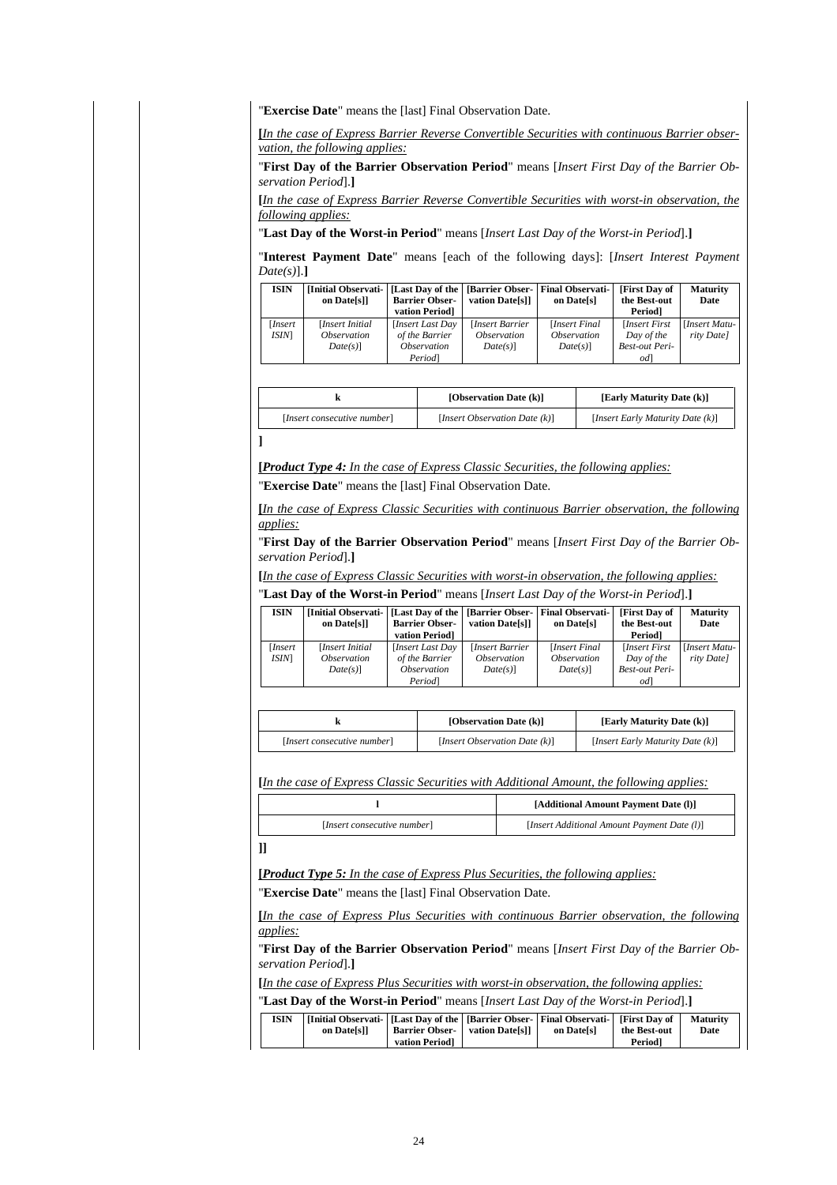"**Exercise Date**" means the [last] Final Observation Date.

**[***In the case of Express Barrier Reverse Convertible Securities with continuous Barrier observation, the following applies:*

"**First Day of the Barrier Observation Period**" means [*Insert First Day of the Barrier Observation Period*].**]**

**[***In the case of Express Barrier Reverse Convertible Securities with worst-in observation, the following applies:*

"**Last Day of the Worst-in Period**" means [*Insert Last Day of the Worst-in Period*].**]**

"**Interest Payment Date**" means [each of the following days]: [*Insert Interest Payment Date(s)*].**]**

| ISIN | [Initial Observation Date[s]] | [Last Day of the Barrier Observation Period] | [Barrier Observation Date[s]] | Final Observation Date[s] | [First Day of the Best-out Period] | Maturity Date |
|---|---|---|---|---|---|---|
| [*Insert ISIN*] | [*Insert Initial Observation Date(s)*] | [*Insert Last Day of the Barrier Observation Period*] | [*Insert Barrier Observation Date(s)*] | [*Insert Final Observation Date(s)*] | [*Insert First Day of the Best-out Period*] | [*Insert Maturity Date*] |

| k | [Observation Date (k)] | [Early Maturity Date (k)] |
|---|---|---|
| [*Insert consecutive number*] | [*Insert Observation Date (k)*] | [*Insert Early Maturity Date (k)*] |

**]**

**[*Product Type 4:*** *In the case of Express Classic Securities, the following applies:*

"**Exercise Date**" means the [last] Final Observation Date.

**[***In the case of Express Classic Securities with continuous Barrier observation, the following applies:*

"**First Day of the Barrier Observation Period**" means [*Insert First Day of the Barrier Observation Period*].**]**

**[***In the case of Express Classic Securities with worst-in observation, the following applies:*

"**Last Day of the Worst-in Period**" means [*Insert Last Day of the Worst-in Period*].**]**

| ISIN | [Initial Observation Date[s]] | [Last Day of the Barrier Observation Period] | [Barrier Observation Date[s]] | Final Observation Date[s] | [First Day of the Best-out Period] | Maturity Date |
|---|---|---|---|---|---|---|
| [*Insert ISIN*] | [*Insert Initial Observation Date(s)*] | [*Insert Last Day of the Barrier Observation Period*] | [*Insert Barrier Observation Date(s)*] | [*Insert Final Observation Date(s)*] | [*Insert First Day of the Best-out Period*] | [*Insert Maturity Date*] |

| k | [Observation Date (k)] | [Early Maturity Date (k)] |
|---|---|---|
| [*Insert consecutive number*] | [*Insert Observation Date (k)*] | [*Insert Early Maturity Date (k)*] |

**[***In the case of Express Classic Securities with Additional Amount, the following applies:*

| l | [Additional Amount Payment Date (l)] |
|---|---|
| [*Insert consecutive number*] | [*Insert Additional Amount Payment Date (l)*] |

**]]**

**[*Product Type 5:*** *In the case of Express Plus Securities, the following applies:*

"**Exercise Date**" means the [last] Final Observation Date.

**[***In the case of Express Plus Securities with continuous Barrier observation, the following applies:*

"**First Day of the Barrier Observation Period**" means [*Insert First Day of the Barrier Observation Period*].**]**

**[***In the case of Express Plus Securities with worst-in observation, the following applies:*

"**Last Day of the Worst-in Period**" means [*Insert Last Day of the Worst-in Period*].**]**

| ISIN | [Initial Observation Date[s]] | [Last Day of the Barrier Observation Period] | [Barrier Observation Date[s]] | Final Observation Date[s] | [First Day of the Best-out Period] | Maturity Date |
|---|---|---|---|---|---|---|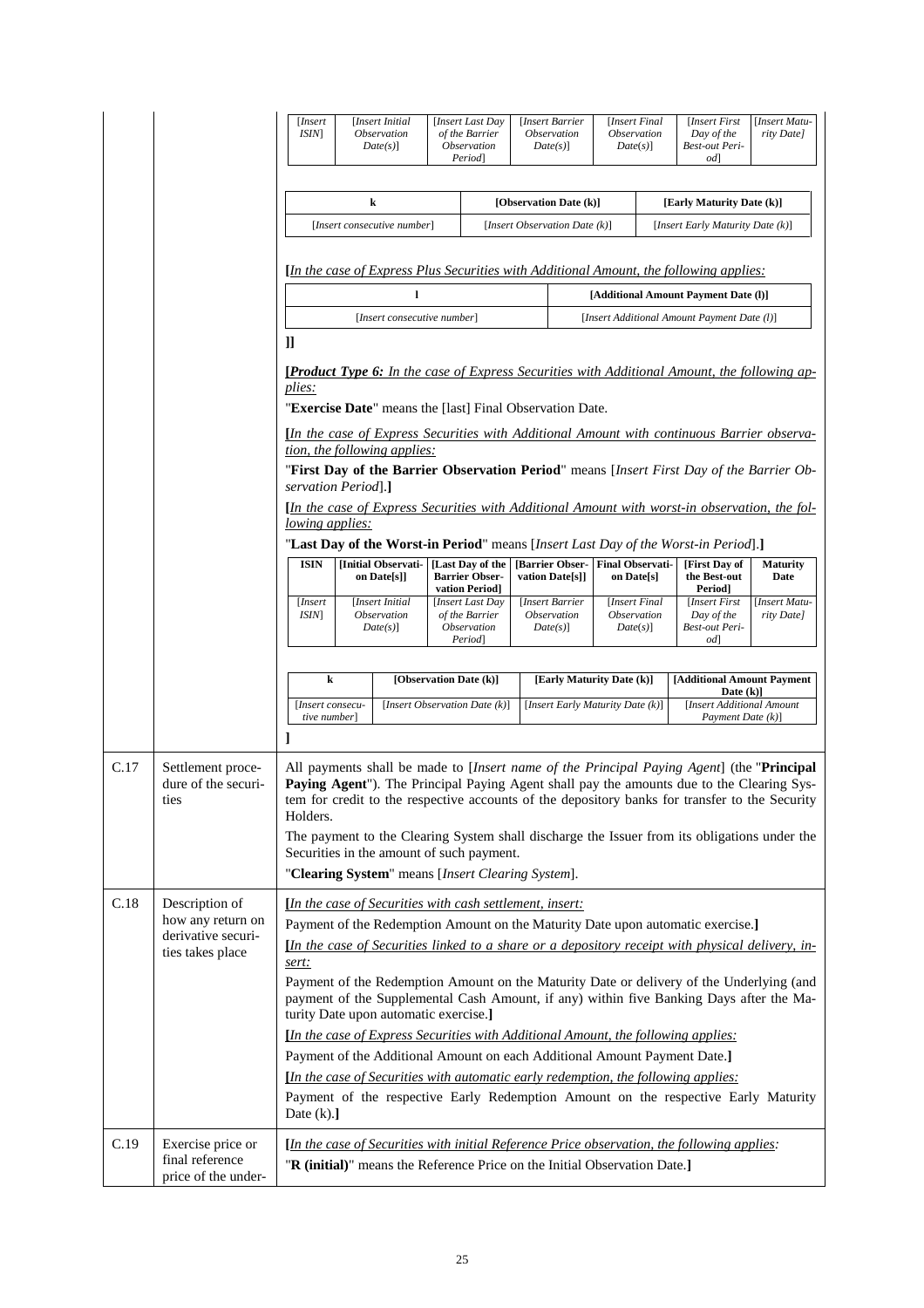| [*Insert ISIN*] | [*Insert Initial Observation Date(s)*] | [*Insert Last Day of the Barrier Observation Period*] | [*Insert Barrier Observation Date(s)*] | [*Insert Final Observation Date(s)*] | [*Insert First Day of the Best-out Period*] | [*Insert Maturity Date]* |
|---|---|---|---|---|---|---|

| k | [Observation Date (k)] | [Early Maturity Date (k)] |
|---|---|---|
| [*Insert consecutive number*] | [*Insert Observation Date (k)*] | [*Insert Early Maturity Date (k)*] |

**[***In the case of Express Plus Securities with Additional Amount, the following applies:*

| l | [Additional Amount Payment Date (l)] |
|---|---|
| [*Insert consecutive number*] | [*Insert Additional Amount Payment Date (l)*] |

**]]**

**[***Product Type 6: In the case of Express Securities with Additional Amount, the following applies:*

"**Exercise Date**" means the [last] Final Observation Date.

**[***In the case of Express Securities with Additional Amount with continuous Barrier observation, the following applies:*

"**First Day of the Barrier Observation Period**" means [*Insert First Day of the Barrier Observation Period*].**]**

**[***In the case of Express Securities with Additional Amount with worst-in observation, the following applies:*

"**Last Day of the Worst-in Period**" means [*Insert Last Day of the Worst-in Period*].**]**

| ISIN | [Initial Observation Date[s]] | [Last Day of the Barrier Observation Period] | [Barrier Observation Date[s]] | Final Observation Date[s] | [First Day of the Best-out Period] | Maturity Date |
|---|---|---|---|---|---|---|
| [*Insert ISIN*] | [*Insert Initial Observation Date(s)*] | [*Insert Last Day of the Barrier Observation Period*] | [*Insert Barrier Observation Date(s)*] | [*Insert Final Observation Date(s)*] | [*Insert First Day of the Best-out Period*] | [*Insert Maturity Date]* |

| k | [Observation Date (k)] | [Early Maturity Date (k)] | [Additional Amount Payment Date (k)] |
|---|---|---|---|
| [*Insert consecutive number*] | [*Insert Observation Date (k)*] | [*Insert Early Maturity Date (k)*] | [*Insert Additional Amount Payment Date (k)*] |

**]**

| | | |
|---|---|---|
| C.17 | Settlement procedure of the securities | All payments shall be made to [*Insert name of the Principal Paying Agent*] (the "**Principal Paying Agent**"). The Principal Paying Agent shall pay the amounts due to the Clearing System for credit to the respective accounts of the depository banks for transfer to the Security Holders.<br><br>The payment to the Clearing System shall discharge the Issuer from its obligations under the Securities in the amount of such payment.<br><br>"**Clearing System**" means [*Insert Clearing System*]. |
| C.18 | Description of how any return on derivative securities takes place | **[***In the case of Securities with cash settlement, insert:*<br><br>Payment of the Redemption Amount on the Maturity Date upon automatic exercise.**]**<br><br>**[***In the case of Securities linked to a share or a depository receipt with physical delivery, insert:*<br><br>Payment of the Redemption Amount on the Maturity Date or delivery of the Underlying (and payment of the Supplemental Cash Amount, if any) within five Banking Days after the Maturity Date upon automatic exercise.**]**<br><br>**[***In the case of Express Securities with Additional Amount, the following applies:*<br><br>Payment of the Additional Amount on each Additional Amount Payment Date.**]**<br><br>**[***In the case of Securities with automatic early redemption, the following applies:*<br><br>Payment of the respective Early Redemption Amount on the respective Early Maturity Date (k).**]** |
| C.19 | Exercise price or final reference price of the under- | **[***In the case of Securities with initial Reference Price observation, the following applies:*<br><br>"**R (initial)**" means the Reference Price on the Initial Observation Date.**]** |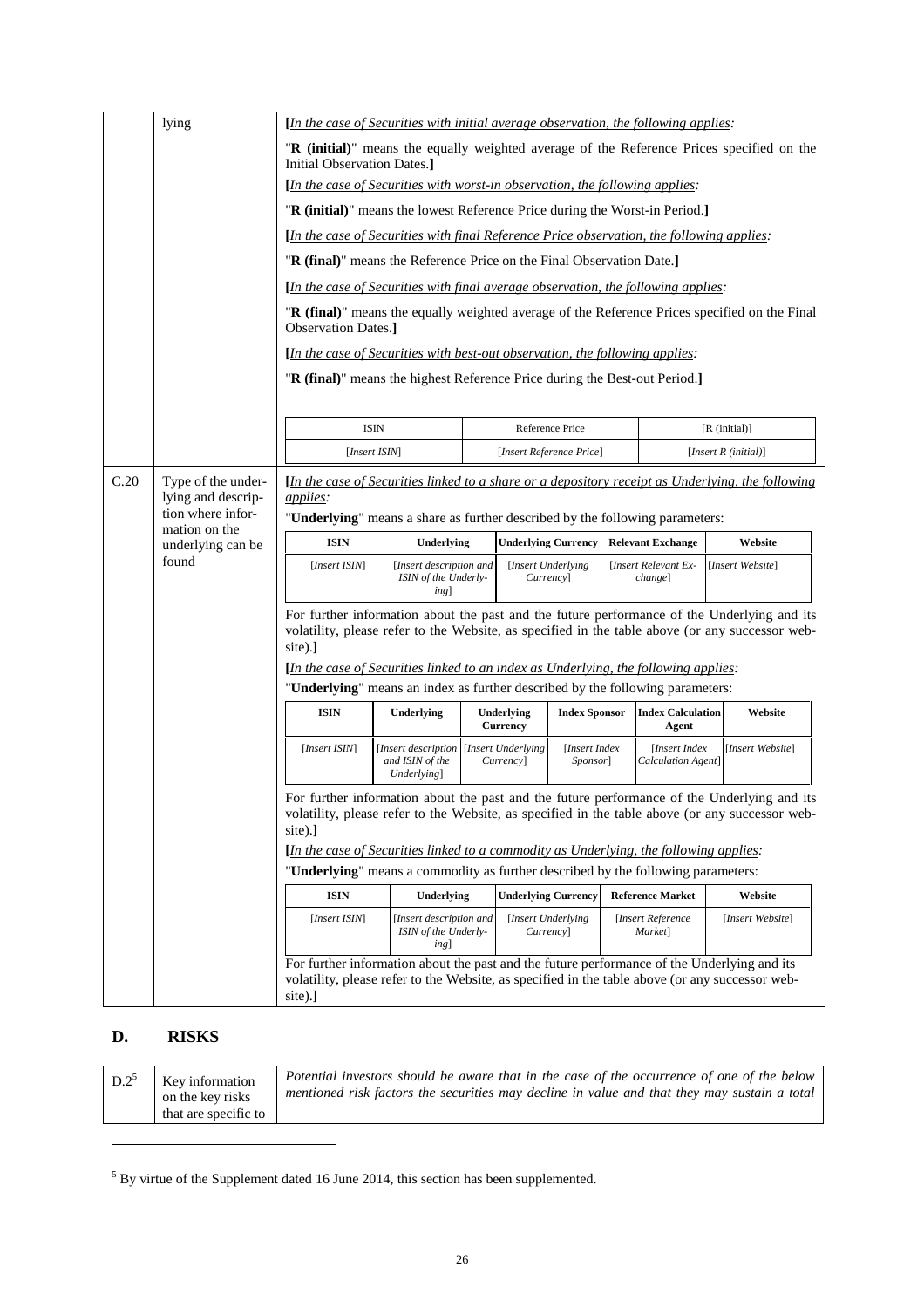| | lying | **[***In the case of Securities with initial average observation, the following applies:* "**R (initial)**" means the equally weighted average of the Reference Prices specified on the Initial Observation Dates.**]** **[***In the case of Securities with worst-in observation, the following applies:* "**R (initial)**" means the lowest Reference Price during the Worst-in Period.**]** **[***In the case of Securities with final Reference Price observation, the following applies:* "**R (final)**" means the Reference Price on the Final Observation Date.**]** **[***In the case of Securities with final average observation, the following applies:* "**R (final)**" means the equally weighted average of the Reference Prices specified on the Final Observation Dates.**]** **[***In the case of Securities with best-out observation, the following applies:* "**R (final)**" means the highest Reference Price during the Best-out Period.**]** |
|---|---|---|

| ISIN | Reference Price | [R (initial)] |
|---|---|---|
| [*Insert ISIN*] | [*Insert Reference Price*] | [*Insert R (initial)*] |

**C.20 – Type of the underlying and description where information on the underlying can be found**

**[***In the case of Securities linked to a share or a depository receipt as Underlying, the following applies:*

"**Underlying**" means a share as further described by the following parameters:

| ISIN | Underlying | Underlying Currency | Relevant Exchange | Website |
|---|---|---|---|---|
| [*Insert ISIN*] | [*Insert description and ISIN of the Underlying*] | [*Insert Underlying Currency*] | [*Insert Relevant Exchange*] | [*Insert Website*] |

For further information about the past and the future performance of the Underlying and its volatility, please refer to the Website, as specified in the table above (or any successor website).**]**

**[***In the case of Securities linked to an index as Underlying, the following applies:*

"**Underlying**" means an index as further described by the following parameters:

| ISIN | Underlying | Underlying Currency | Index Sponsor | Index Calculation Agent | Website |
|---|---|---|---|---|---|
| [*Insert ISIN*] | [*Insert description and ISIN of the Underlying*] | [*Insert Underlying Currency*] | [*Insert Index Sponsor*] | [*Insert Index Calculation Agent*] | [*Insert Website*] |

For further information about the past and the future performance of the Underlying and its volatility, please refer to the Website, as specified in the table above (or any successor website).**]**

**[***In the case of Securities linked to a commodity as Underlying, the following applies:*

"**Underlying**" means a commodity as further described by the following parameters:

| ISIN | Underlying | Underlying Currency | Reference Market | Website |
|---|---|---|---|---|
| [*Insert ISIN*] | [*Insert description and ISIN of the Underlying*] | [*Insert Underlying Currency*] | [*Insert Reference Market*] | [*Insert Website*] |

For further information about the past and the future performance of the Underlying and its volatility, please refer to the Website, as specified in the table above (or any successor website).**]**

## D. RISKS

| D.2[5] | Key information on the key risks that are specific to | *Potential investors should be aware that in the case of the occurrence of one of the below mentioned risk factors the securities may decline in value and that they may sustain a total* |
|---|---|---|

[5] By virtue of the Supplement dated 16 June 2014, this section has been supplemented.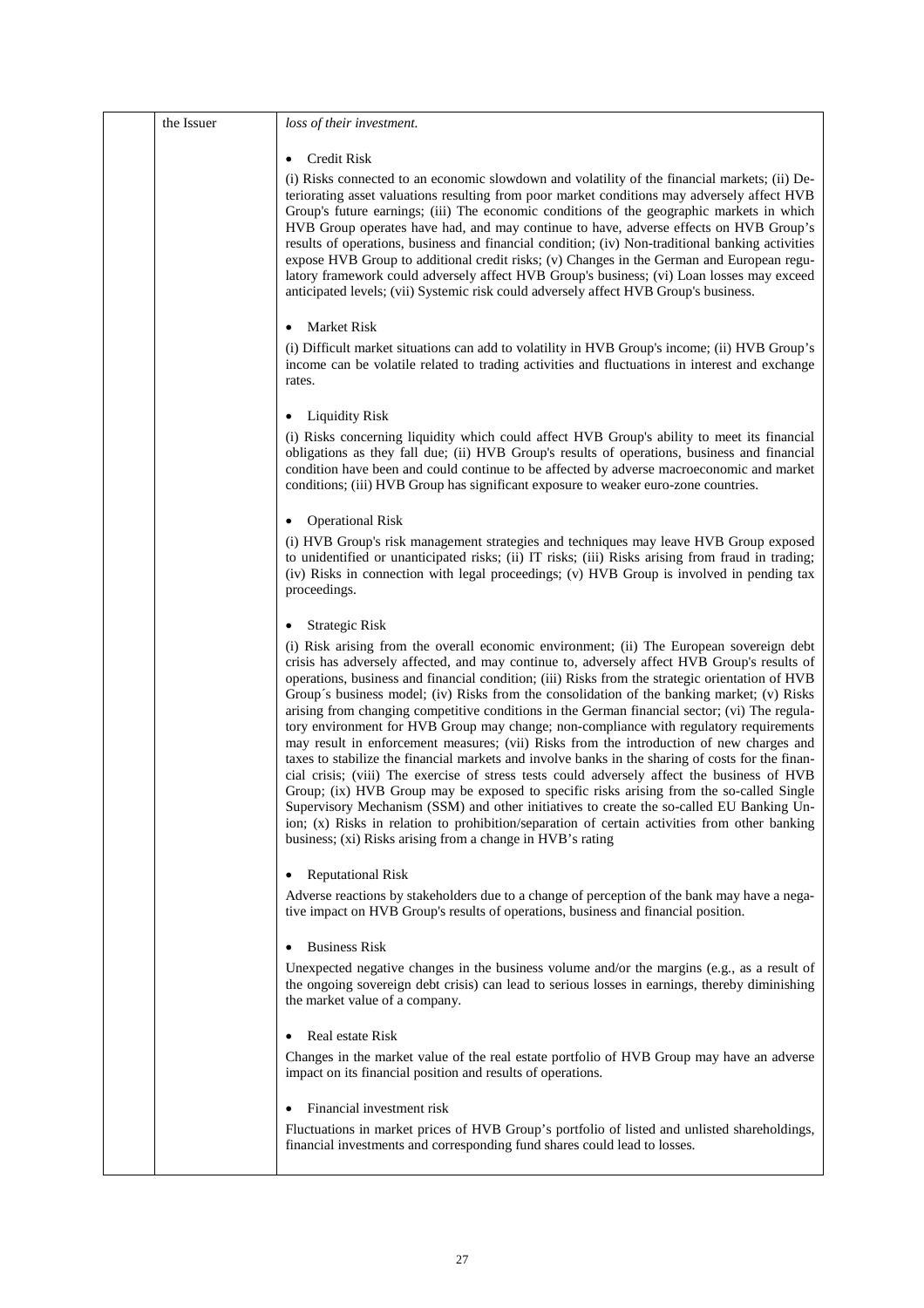| | | |
|---|---|---|
| | the Issuer | *loss of their investment.*<br><br>• Credit Risk<br><br>(i) Risks connected to an economic slowdown and volatility of the financial markets; (ii) Deteriorating asset valuations resulting from poor market conditions may adversely affect HVB Group's future earnings; (iii) The economic conditions of the geographic markets in which HVB Group operates have had, and may continue to have, adverse effects on HVB Group's results of operations, business and financial condition; (iv) Non-traditional banking activities expose HVB Group to additional credit risks; (v) Changes in the German and European regulatory framework could adversely affect HVB Group's business; (vi) Loan losses may exceed anticipated levels; (vii) Systemic risk could adversely affect HVB Group's business.<br><br>• Market Risk<br><br>(i) Difficult market situations can add to volatility in HVB Group's income; (ii) HVB Group's income can be volatile related to trading activities and fluctuations in interest and exchange rates.<br><br>• Liquidity Risk<br><br>(i) Risks concerning liquidity which could affect HVB Group's ability to meet its financial obligations as they fall due; (ii) HVB Group's results of operations, business and financial condition have been and could continue to be affected by adverse macroeconomic and market conditions; (iii) HVB Group has significant exposure to weaker euro-zone countries.<br><br>• Operational Risk<br><br>(i) HVB Group's risk management strategies and techniques may leave HVB Group exposed to unidentified or unanticipated risks; (ii) IT risks; (iii) Risks arising from fraud in trading; (iv) Risks in connection with legal proceedings; (v) HVB Group is involved in pending tax proceedings.<br><br>• Strategic Risk<br><br>(i) Risk arising from the overall economic environment; (ii) The European sovereign debt crisis has adversely affected, and may continue to, adversely affect HVB Group's results of operations, business and financial condition; (iii) Risks from the strategic orientation of HVB Group´s business model; (iv) Risks from the consolidation of the banking market; (v) Risks arising from changing competitive conditions in the German financial sector; (vi) The regulatory environment for HVB Group may change; non-compliance with regulatory requirements may result in enforcement measures; (vii) Risks from the introduction of new charges and taxes to stabilize the financial markets and involve banks in the sharing of costs for the financial crisis; (viii) The exercise of stress tests could adversely affect the business of HVB Group; (ix) HVB Group may be exposed to specific risks arising from the so-called Single Supervisory Mechanism (SSM) and other initiatives to create the so-called EU Banking Union; (x) Risks in relation to prohibition/separation of certain activities from other banking business; (xi) Risks arising from a change in HVB's rating<br><br>• Reputational Risk<br><br>Adverse reactions by stakeholders due to a change of perception of the bank may have a negative impact on HVB Group's results of operations, business and financial position.<br><br>• Business Risk<br><br>Unexpected negative changes in the business volume and/or the margins (e.g., as a result of the ongoing sovereign debt crisis) can lead to serious losses in earnings, thereby diminishing the market value of a company.<br><br>• Real estate Risk<br><br>Changes in the market value of the real estate portfolio of HVB Group may have an adverse impact on its financial position and results of operations.<br><br>• Financial investment risk<br><br>Fluctuations in market prices of HVB Group's portfolio of listed and unlisted shareholdings, financial investments and corresponding fund shares could lead to losses. |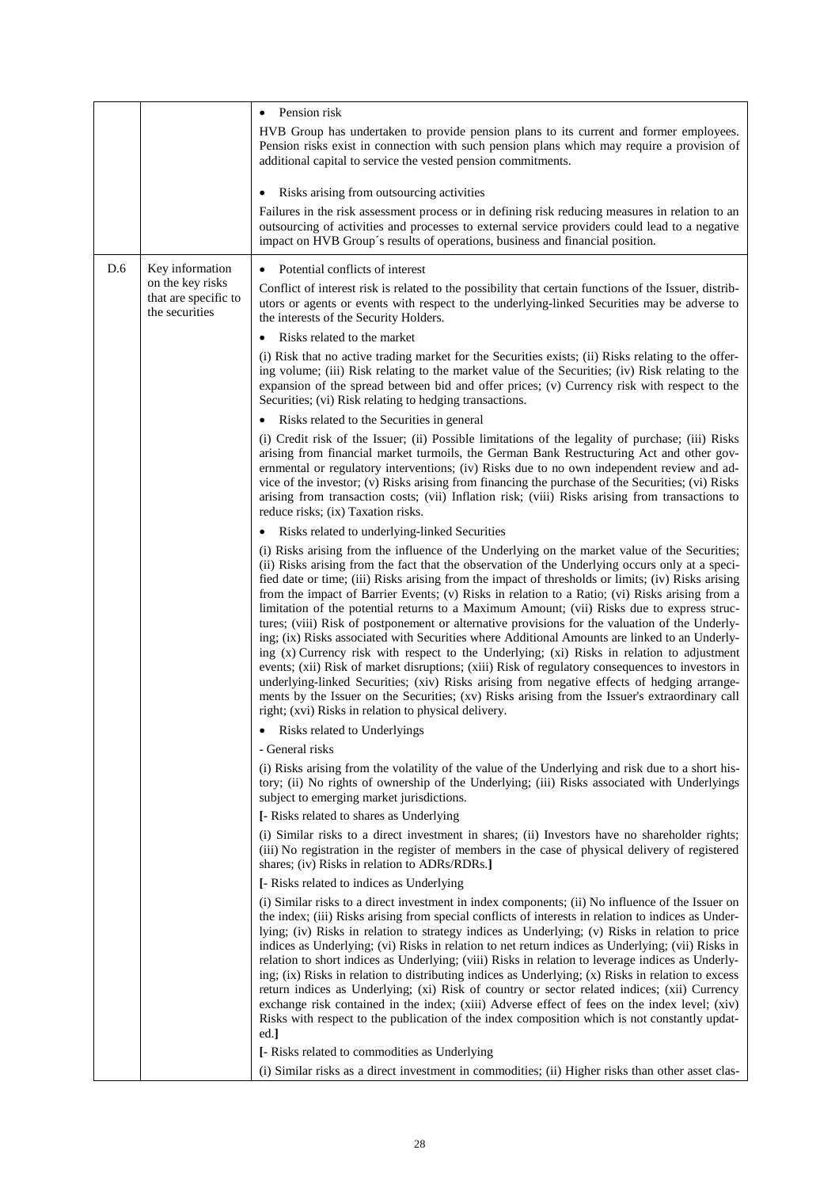| | | |
|---|---|---|
| | | • Pension risk<br>HVB Group has undertaken to provide pension plans to its current and former employees. Pension risks exist in connection with such pension plans which may require a provision of additional capital to service the vested pension commitments.<br><br>• Risks arising from outsourcing activities<br>Failures in the risk assessment process or in defining risk reducing measures in relation to an outsourcing of activities and processes to external service providers could lead to a negative impact on HVB Group´s results of operations, business and financial position. |
| D.6 | Key information on the key risks that are specific to the securities | • Potential conflicts of interest<br>Conflict of interest risk is related to the possibility that certain functions of the Issuer, distributors or agents or events with respect to the underlying-linked Securities may be adverse to the interests of the Security Holders.<br>• Risks related to the market<br>(i) Risk that no active trading market for the Securities exists; (ii) Risks relating to the offering volume; (iii) Risk relating to the market value of the Securities; (iv) Risk relating to the expansion of the spread between bid and offer prices; (v) Currency risk with respect to the Securities; (vi) Risk relating to hedging transactions.<br>• Risks related to the Securities in general<br>(i) Credit risk of the Issuer; (ii) Possible limitations of the legality of purchase; (iii) Risks arising from financial market turmoils, the German Bank Restructuring Act and other governmental or regulatory interventions; (iv) Risks due to no own independent review and advice of the investor; (v) Risks arising from financing the purchase of the Securities; (vi) Risks arising from transaction costs; (vii) Inflation risk; (viii) Risks arising from transactions to reduce risks; (ix) Taxation risks.<br>• Risks related to underlying-linked Securities<br>(i) Risks arising from the influence of the Underlying on the market value of the Securities; (ii) Risks arising from the fact that the observation of the Underlying occurs only at a specified date or time; (iii) Risks arising from the impact of thresholds or limits; (iv) Risks arising from the impact of Barrier Events; (v) Risks in relation to a Ratio; (vi) Risks arising from a limitation of the potential returns to a Maximum Amount; (vii) Risks due to express structures; (viii) Risk of postponement or alternative provisions for the valuation of the Underlying; (ix) Risks associated with Securities where Additional Amounts are linked to an Underlying (x) Currency risk with respect to the Underlying; (xi) Risks in relation to adjustment events; (xii) Risk of market disruptions; (xiii) Risk of regulatory consequences to investors in underlying-linked Securities; (xiv) Risks arising from negative effects of hedging arrangements by the Issuer on the Securities; (xv) Risks arising from the Issuer's extraordinary call right; (xvi) Risks in relation to physical delivery.<br>• Risks related to Underlyings<br>- General risks<br>(i) Risks arising from the volatility of the value of the Underlying and risk due to a short history; (ii) No rights of ownership of the Underlying; (iii) Risks associated with Underlyings subject to emerging market jurisdictions.<br>**[**- Risks related to shares as Underlying<br>(i) Similar risks to a direct investment in shares; (ii) Investors have no shareholder rights; (iii) No registration in the register of members in the case of physical delivery of registered shares; (iv) Risks in relation to ADRs/RDRs.**]**<br>**[**- Risks related to indices as Underlying<br>(i) Similar risks to a direct investment in index components; (ii) No influence of the Issuer on the index; (iii) Risks arising from special conflicts of interests in relation to indices as Underlying; (iv) Risks in relation to strategy indices as Underlying; (v) Risks in relation to price indices as Underlying; (vi) Risks in relation to net return indices as Underlying; (vii) Risks in relation to short indices as Underlying; (viii) Risks in relation to leverage indices as Underlying; (ix) Risks in relation to distributing indices as Underlying; (x) Risks in relation to excess return indices as Underlying; (xi) Risk of country or sector related indices; (xii) Currency exchange risk contained in the index; (xiii) Adverse effect of fees on the index level; (xiv) Risks with respect to the publication of the index composition which is not constantly updated.**]**<br>**[**- Risks related to commodities as Underlying<br>(i) Similar risks as a direct investment in commodities; (ii) Higher risks than other asset clas- |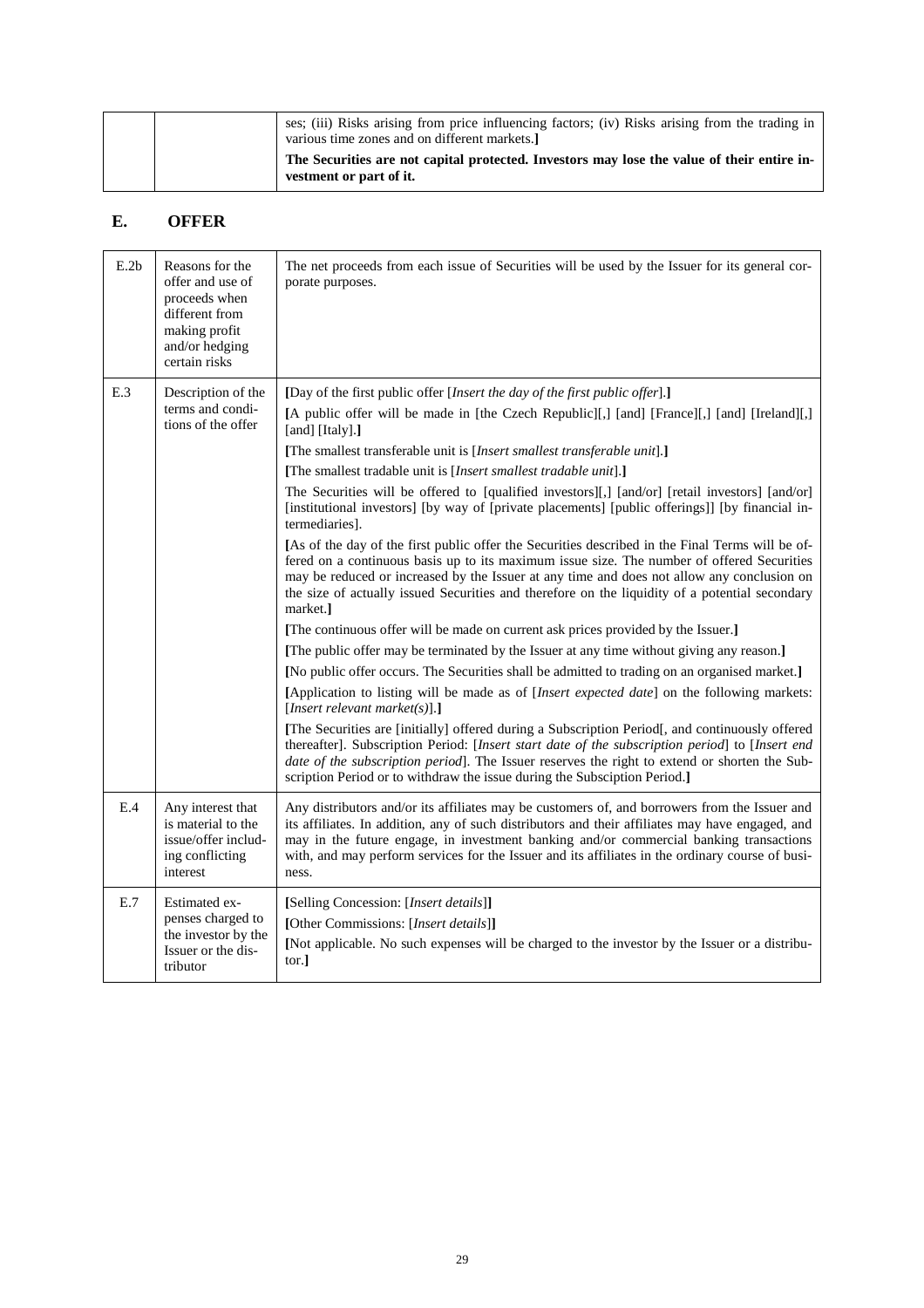| | | ses; (iii) Risks arising from price influencing factors; (iv) Risks arising from the trading in various time zones and on different markets.**]**<br>**The Securities are not capital protected. Investors may lose the value of their entire investment or part of it.** |
|---|---|---|

## E. OFFER

| | | |
|---|---|---|
| E.2b | Reasons for the offer and use of proceeds when different from making profit and/or hedging certain risks | The net proceeds from each issue of Securities will be used by the Issuer for its general corporate purposes. |
| E.3 | Description of the terms and conditions of the offer | **[**Day of the first public offer [*Insert the day of the first public offer*].**]**<br>**[**A public offer will be made in [the Czech Republic][,] [and] [France][,] [and] [Ireland][,] [and] [Italy].**]**<br>**[**The smallest transferable unit is [*Insert smallest transferable unit*].**]**<br>**[**The smallest tradable unit is [*Insert smallest tradable unit*].**]**<br>The Securities will be offered to [qualified investors][,] [and/or] [retail investors] [and/or] [institutional investors] [by way of [private placements] [public offerings]] [by financial intermediaries].<br>**[**As of the day of the first public offer the Securities described in the Final Terms will be offered on a continuous basis up to its maximum issue size. The number of offered Securities may be reduced or increased by the Issuer at any time and does not allow any conclusion on the size of actually issued Securities and therefore on the liquidity of a potential secondary market.**]**<br>**[**The continuous offer will be made on current ask prices provided by the Issuer.**]**<br>**[**The public offer may be terminated by the Issuer at any time without giving any reason.**]**<br>**[**No public offer occurs. The Securities shall be admitted to trading on an organised market.**]**<br>**[**Application to listing will be made as of [*Insert expected date*] on the following markets: [*Insert relevant market(s)*].**]**<br>**[**The Securities are [initially] offered during a Subscription Period[, and continuously offered thereafter]. Subscription Period: [*Insert start date of the subscription period*] to [*Insert end date of the subscription period*]. The Issuer reserves the right to extend or shorten the Subscription Period or to withdraw the issue during the Subsciption Period.**]** |
| E.4 | Any interest that is material to the issue/offer including conflicting interest | Any distributors and/or its affiliates may be customers of, and borrowers from the Issuer and its affiliates. In addition, any of such distributors and their affiliates may have engaged, and may in the future engage, in investment banking and/or commercial banking transactions with, and may perform services for the Issuer and its affiliates in the ordinary course of business. |
| E.7 | Estimated expenses charged to the investor by the Issuer or the distributor | **[**Selling Concession: [*Insert details*]**]**<br>**[**Other Commissions: [*Insert details*]**]**<br>**[**Not applicable. No such expenses will be charged to the investor by the Issuer or a distributor.**]** |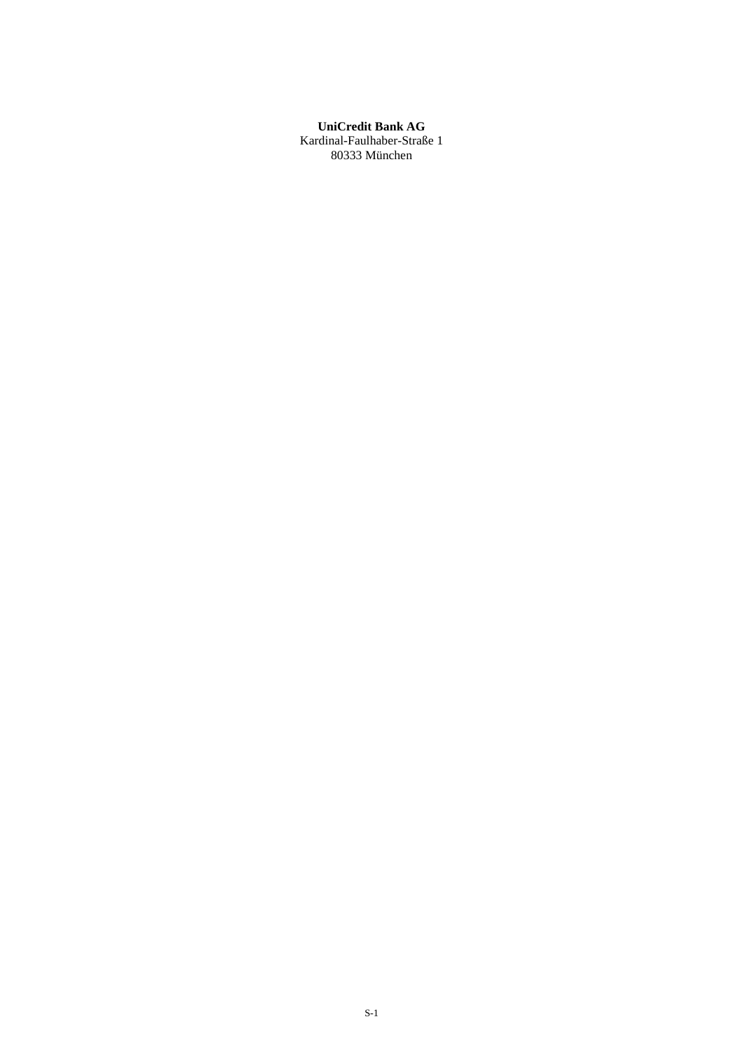**UniCredit Bank AG**
Kardinal-Faulhaber-Straße 1
80333 München